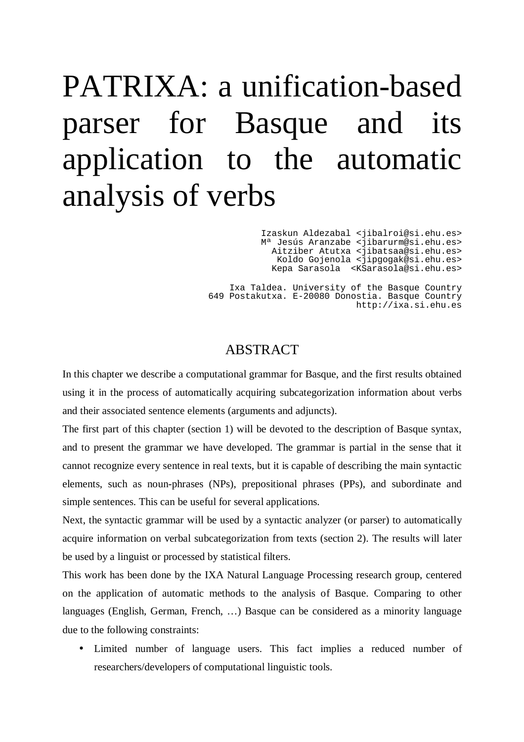# PATRIXA: a unification-based parser for Basque and its application to the automatic analysis of verbs

Izaskun Aldezabal <jibalroi@si.ehu.es>
Mª Jesús Aranzabe <jibarurm@si.ehu.es>
Aitziber Atutxa <jibatsaa@si.ehu.es>
Koldo Gojenola <jipgogak@si.ehu.es>
Kepa Sarasola <KSarasola@si.ehu.es>

Ixa Taldea. University of the Basque Country
649 Postakutxa. E-20080 Donostia. Basque Country
http://ixa.si.ehu.es

## ABSTRACT

In this chapter we describe a computational grammar for Basque, and the first results obtained using it in the process of automatically acquiring subcategorization information about verbs and their associated sentence elements (arguments and adjuncts).

The first part of this chapter (section 1) will be devoted to the description of Basque syntax, and to present the grammar we have developed. The grammar is partial in the sense that it cannot recognize every sentence in real texts, but it is capable of describing the main syntactic elements, such as noun-phrases (NPs), prepositional phrases (PPs), and subordinate and simple sentences. This can be useful for several applications.

Next, the syntactic grammar will be used by a syntactic analyzer (or parser) to automatically acquire information on verbal subcategorization from texts (section 2). The results will later be used by a linguist or processed by statistical filters.

This work has been done by the IXA Natural Language Processing research group, centered on the application of automatic methods to the analysis of Basque. Comparing to other languages (English, German, French, …) Basque can be considered as a minority language due to the following constraints:

- Limited number of language users. This fact implies a reduced number of researchers/developers of computational linguistic tools.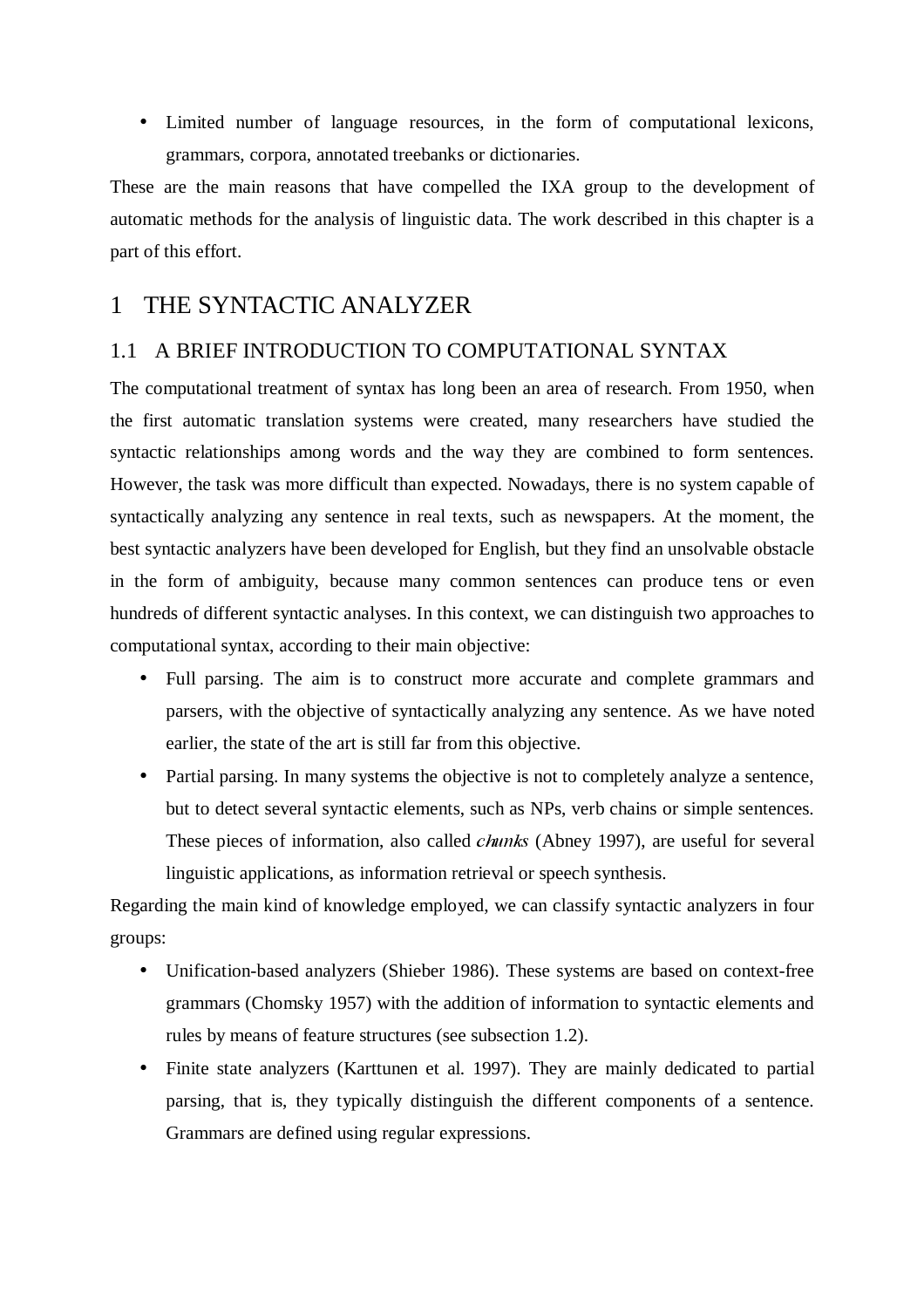- Limited number of language resources, in the form of computational lexicons, grammars, corpora, annotated treebanks or dictionaries.

These are the main reasons that have compelled the IXA group to the development of automatic methods for the analysis of linguistic data. The work described in this chapter is a part of this effort.

# 1 THE SYNTACTIC ANALYZER

## 1.1 A BRIEF INTRODUCTION TO COMPUTATIONAL SYNTAX

The computational treatment of syntax has long been an area of research. From 1950, when the first automatic translation systems were created, many researchers have studied the syntactic relationships among words and the way they are combined to form sentences. However, the task was more difficult than expected. Nowadays, there is no system capable of syntactically analyzing any sentence in real texts, such as newspapers. At the moment, the best syntactic analyzers have been developed for English, but they find an unsolvable obstacle in the form of ambiguity, because many common sentences can produce tens or even hundreds of different syntactic analyses. In this context, we can distinguish two approaches to computational syntax, according to their main objective:

- Full parsing. The aim is to construct more accurate and complete grammars and parsers, with the objective of syntactically analyzing any sentence. As we have noted earlier, the state of the art is still far from this objective.
- Partial parsing. In many systems the objective is not to completely analyze a sentence, but to detect several syntactic elements, such as NPs, verb chains or simple sentences. These pieces of information, also called *chunks* (Abney 1997), are useful for several linguistic applications, as information retrieval or speech synthesis.

Regarding the main kind of knowledge employed, we can classify syntactic analyzers in four groups:

- Unification-based analyzers (Shieber 1986). These systems are based on context-free grammars (Chomsky 1957) with the addition of information to syntactic elements and rules by means of feature structures (see subsection 1.2).
- Finite state analyzers (Karttunen et al. 1997). They are mainly dedicated to partial parsing, that is, they typically distinguish the different components of a sentence. Grammars are defined using regular expressions.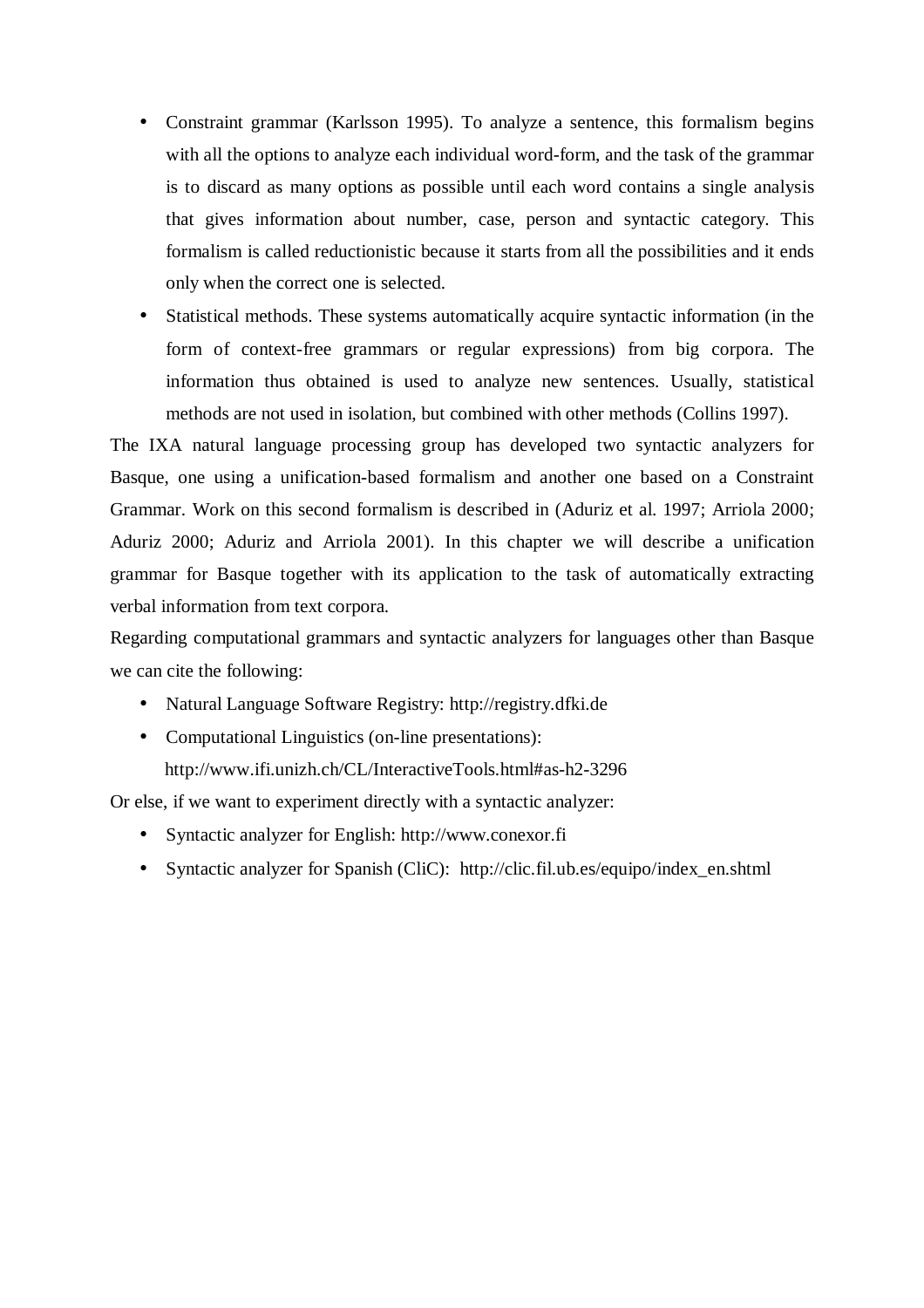- Constraint grammar (Karlsson 1995). To analyze a sentence, this formalism begins with all the options to analyze each individual word-form, and the task of the grammar is to discard as many options as possible until each word contains a single analysis that gives information about number, case, person and syntactic category. This formalism is called reductionistic because it starts from all the possibilities and it ends only when the correct one is selected.
- Statistical methods. These systems automatically acquire syntactic information (in the form of context-free grammars or regular expressions) from big corpora. The information thus obtained is used to analyze new sentences. Usually, statistical methods are not used in isolation, but combined with other methods (Collins 1997).

The IXA natural language processing group has developed two syntactic analyzers for Basque, one using a unification-based formalism and another one based on a Constraint Grammar. Work on this second formalism is described in (Aduriz et al. 1997; Arriola 2000; Aduriz 2000; Aduriz and Arriola 2001). In this chapter we will describe a unification grammar for Basque together with its application to the task of automatically extracting verbal information from text corpora.

Regarding computational grammars and syntactic analyzers for languages other than Basque we can cite the following:

- Natural Language Software Registry: http://registry.dfki.de
- Computational Linguistics (on-line presentations): http://www.ifi.unizh.ch/CL/InteractiveTools.html#as-h2-3296

Or else, if we want to experiment directly with a syntactic analyzer:

- Syntactic analyzer for English: http://www.conexor.fi
- Syntactic analyzer for Spanish (CliC): http://clic.fil.ub.es/equipo/index_en.shtml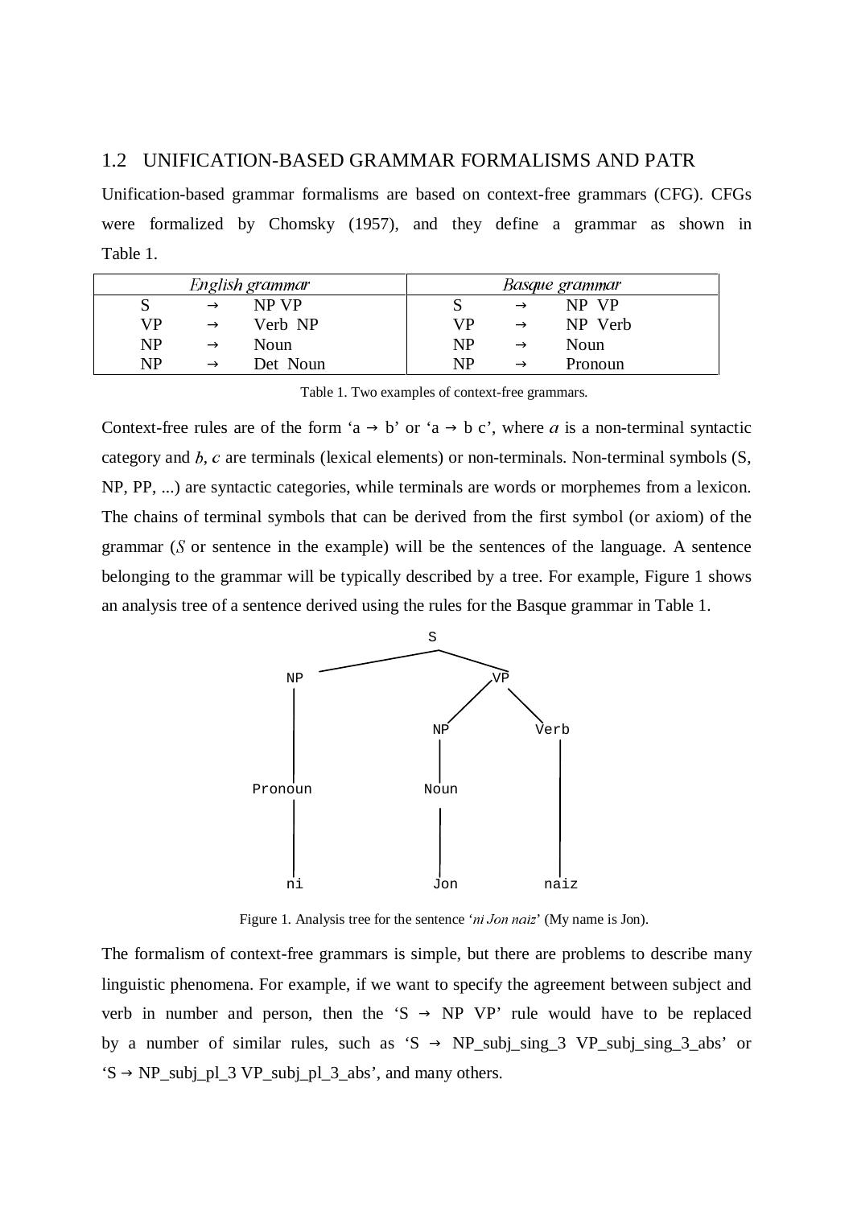## 1.2 UNIFICATION-BASED GRAMMAR FORMALISMS AND PATR

Unification-based grammar formalisms are based on context-free grammars (CFG). CFGs were formalized by Chomsky (1957), and they define a grammar as shown in Table 1.

| *English grammar* | | | *Basque grammar* | | |
|---|---|---|---|---|---|
| S | → | NP VP | S | → | NP VP |
| VP | → | Verb NP | VP | → | NP Verb |
| NP | → | Noun | NP | → | Noun |
| NP | → | Det Noun | NP | → | Pronoun |

Table 1. Two examples of context-free grammars.

Context-free rules are of the form 'a → b' or 'a → b c', where *a* is a non-terminal syntactic category and *b*, *c* are terminals (lexical elements) or non-terminals. Non-terminal symbols (S, NP, PP, ...) are syntactic categories, while terminals are words or morphemes from a lexicon. The chains of terminal symbols that can be derived from the first symbol (or axiom) of the grammar (*S* or sentence in the example) will be the sentences of the language. A sentence belonging to the grammar will be typically described by a tree. For example, Figure 1 shows an analysis tree of a sentence derived using the rules for the Basque grammar in Table 1.

```
                 S
         ________|________
        |                 |
        NP                VP
        |             ____|____
        |            |         |
        |            NP       Verb
        |            |         |
     Pronoun        Noun       |
        |            |         |
        ni          Jon       naiz
```

Figure 1. Analysis tree for the sentence '*ni Jon naiz*' (My name is Jon).

The formalism of context-free grammars is simple, but there are problems to describe many linguistic phenomena. For example, if we want to specify the agreement between subject and verb in number and person, then the 'S → NP VP' rule would have to be replaced by a number of similar rules, such as 'S → NP_subj_sing_3 VP_subj_sing_3_abs' or 'S → NP_subj_pl_3 VP_subj_pl_3_abs', and many others.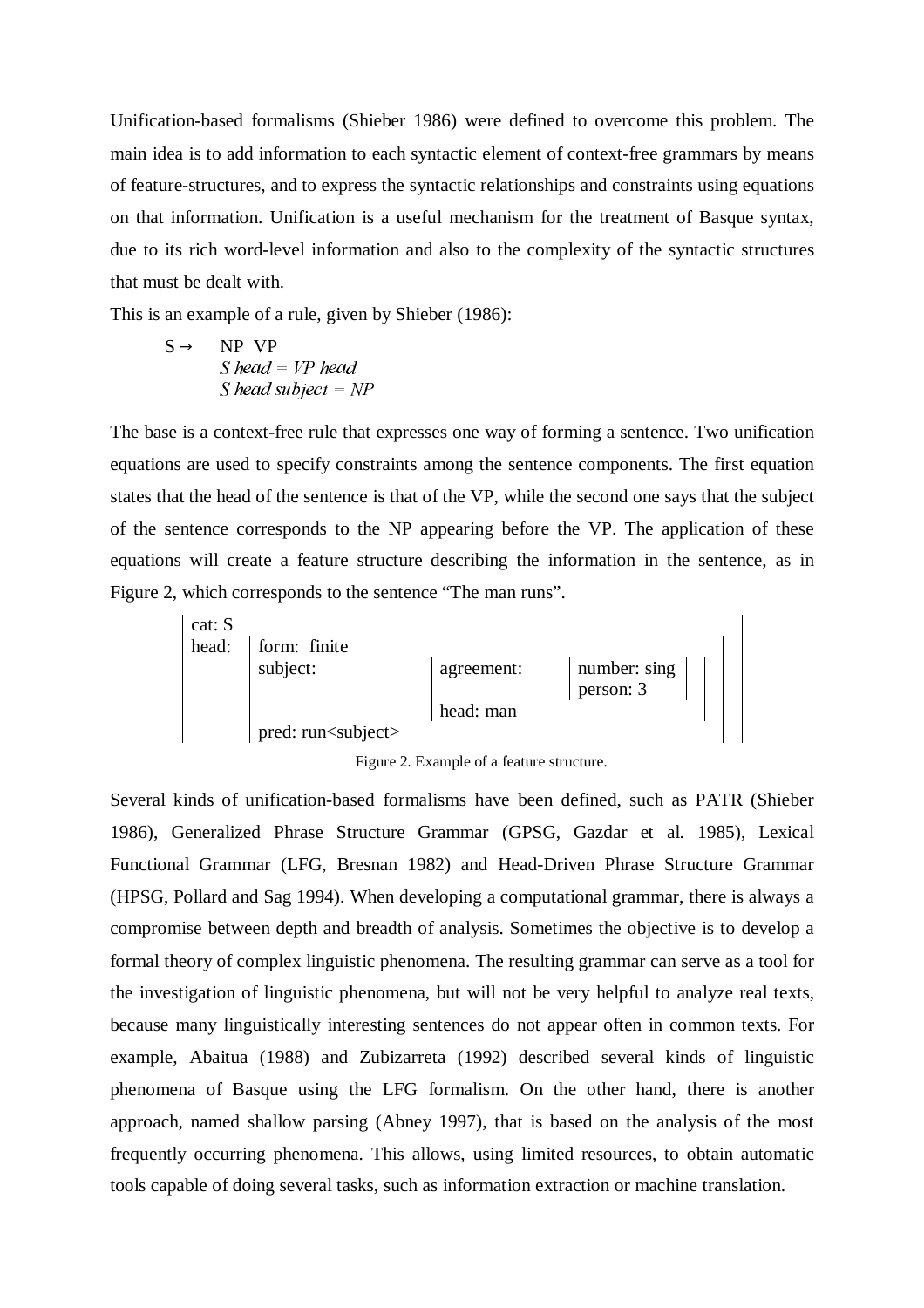Unification-based formalisms (Shieber 1986) were defined to overcome this problem. The main idea is to add information to each syntactic element of context-free grammars by means of feature-structures, and to express the syntactic relationships and constraints using equations on that information. Unification is a useful mechanism for the treatment of Basque syntax, due to its rich word-level information and also to the complexity of the syntactic structures that must be dealt with.

This is an example of a rule, given by Shieber (1986):

```
S →    NP  VP
       S head = VP head
       S head subject = NP
```

The base is a context-free rule that expresses one way of forming a sentence. Two unification equations are used to specify constraints among the sentence components. The first equation states that the head of the sentence is that of the VP, while the second one says that the subject of the sentence corresponds to the NP appearing before the VP. The application of these equations will create a feature structure describing the information in the sentence, as in Figure 2, which corresponds to the sentence “The man runs”.

```
| cat: S                                                               |
| head: | form:  finite                                              | |
|       | subject:            | agreement:  | number: sing |       | | |
|       |                     |             | person: 3    |       | | |
|       |                     | head: man                          | | |
|       | pred: run<subject>                                         | |
```

Figure 2. Example of a feature structure.

Several kinds of unification-based formalisms have been defined, such as PATR (Shieber 1986), Generalized Phrase Structure Grammar (GPSG, Gazdar et al. 1985), Lexical Functional Grammar (LFG, Bresnan 1982) and Head-Driven Phrase Structure Grammar (HPSG, Pollard and Sag 1994). When developing a computational grammar, there is always a compromise between depth and breadth of analysis. Sometimes the objective is to develop a formal theory of complex linguistic phenomena. The resulting grammar can serve as a tool for the investigation of linguistic phenomena, but will not be very helpful to analyze real texts, because many linguistically interesting sentences do not appear often in common texts. For example, Abaitua (1988) and Zubizarreta (1992) described several kinds of linguistic phenomena of Basque using the LFG formalism. On the other hand, there is another approach, named shallow parsing (Abney 1997), that is based on the analysis of the most frequently occurring phenomena. This allows, using limited resources, to obtain automatic tools capable of doing several tasks, such as information extraction or machine translation.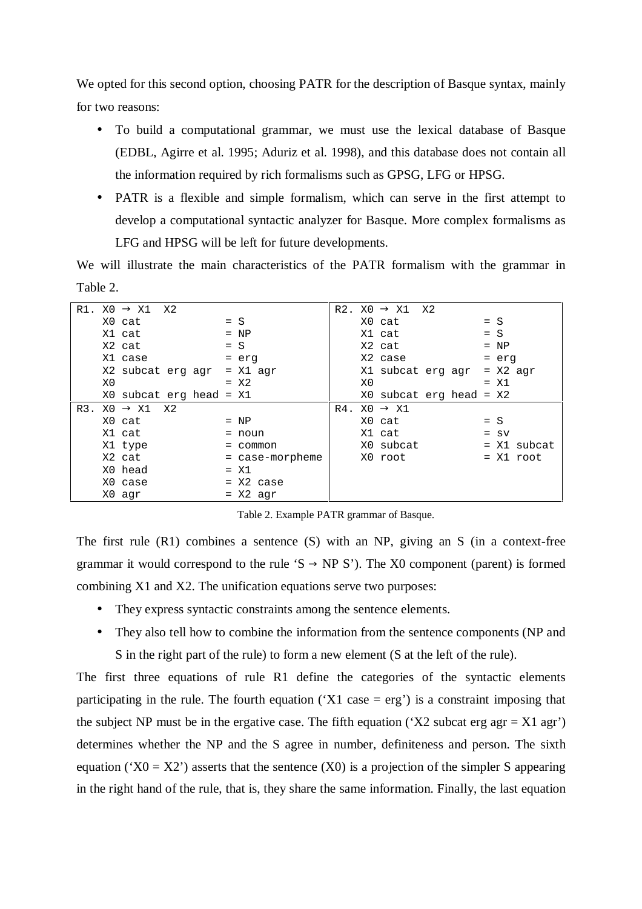We opted for this second option, choosing PATR for the description of Basque syntax, mainly for two reasons:

- To build a computational grammar, we must use the lexical database of Basque (EDBL, Agirre et al. 1995; Aduriz et al. 1998), and this database does not contain all the information required by rich formalisms such as GPSG, LFG or HPSG.
- PATR is a flexible and simple formalism, which can serve in the first attempt to develop a computational syntactic analyzer for Basque. More complex formalisms as LFG and HPSG will be left for future developments.

We will illustrate the main characteristics of the PATR formalism with the grammar in Table 2.

```
R1. X0 → X1  X2                      R2. X0 → X1  X2
    X0 cat            = S                X0 cat            = S
    X1 cat            = NP               X1 cat            = S
    X2 cat            = S                X2 cat            = NP
    X1 case           = erg              X2 case           = erg
    X2 subcat erg agr  = X1 agr          X1 subcat erg agr  = X2 agr
    X0                = X2               X0                = X1
    X0 subcat erg head = X1              X0 subcat erg head = X2

R3. X0 → X1  X2                      R4. X0 → X1
    X0 cat            = NP               X0 cat            = S
    X1 cat            = noun             X1 cat            = sv
    X1 type           = common           X0 subcat         = X1 subcat
    X2 cat            = case-morpheme    X0 root           = X1 root
    X0 head           = X1
    X0 case           = X2 case
    X0 agr            = X2 agr
```

Table 2. Example PATR grammar of Basque.

The first rule (R1) combines a sentence (S) with an NP, giving an S (in a context-free grammar it would correspond to the rule 'S → NP S'). The X0 component (parent) is formed combining X1 and X2. The unification equations serve two purposes:

- They express syntactic constraints among the sentence elements.
- They also tell how to combine the information from the sentence components (NP and S in the right part of the rule) to form a new element (S at the left of the rule).

The first three equations of rule R1 define the categories of the syntactic elements participating in the rule. The fourth equation ('X1 case = erg') is a constraint imposing that the subject NP must be in the ergative case. The fifth equation ('X2 subcat erg agr = X1 agr') determines whether the NP and the S agree in number, definiteness and person. The sixth equation ('X0 = X2') asserts that the sentence (X0) is a projection of the simpler S appearing in the right hand of the rule, that is, they share the same information. Finally, the last equation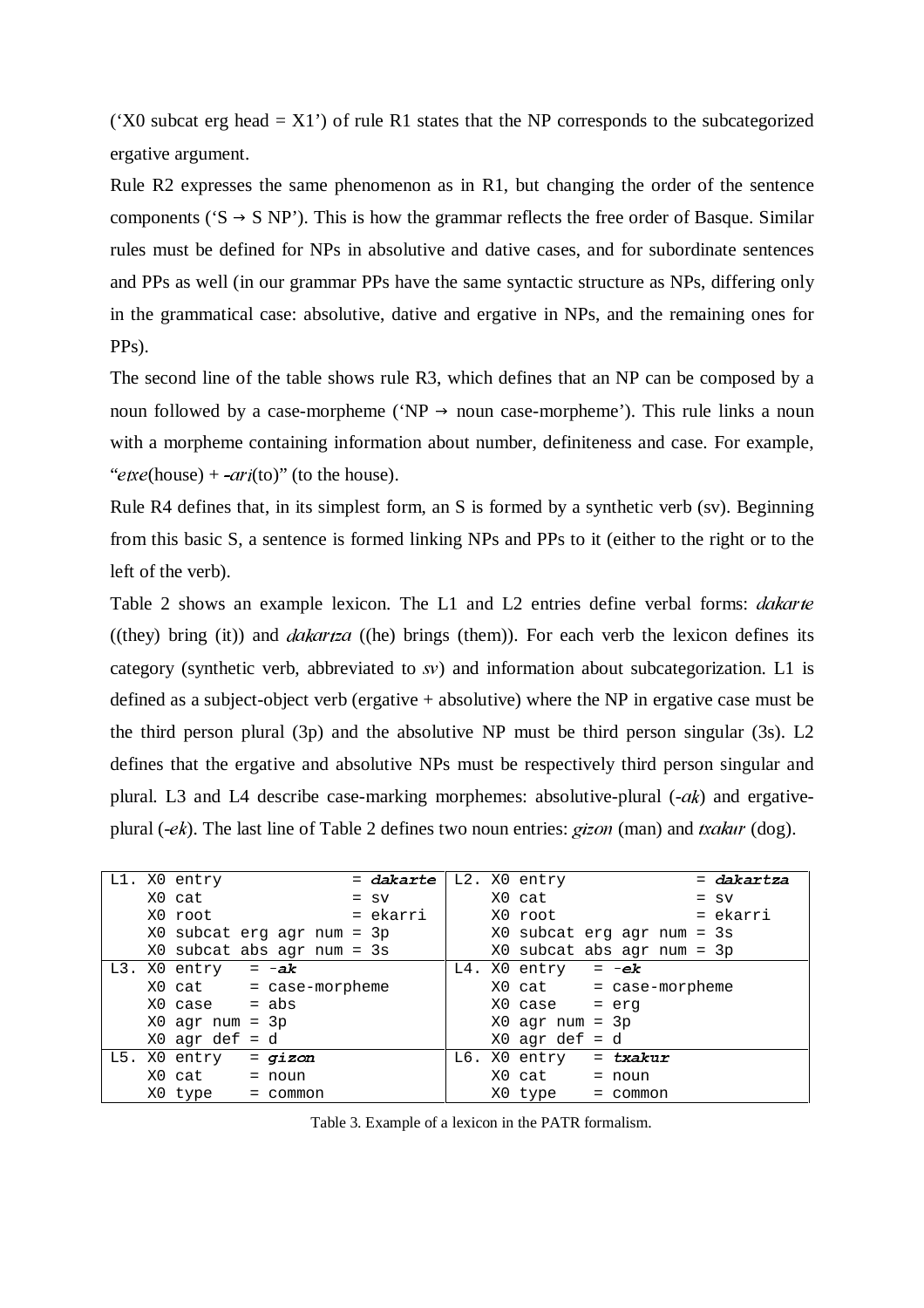('X0 subcat erg head = X1') of rule R1 states that the NP corresponds to the subcategorized ergative argument.

Rule R2 expresses the same phenomenon as in R1, but changing the order of the sentence components ('S → S NP'). This is how the grammar reflects the free order of Basque. Similar rules must be defined for NPs in absolutive and dative cases, and for subordinate sentences and PPs as well (in our grammar PPs have the same syntactic structure as NPs, differing only in the grammatical case: absolutive, dative and ergative in NPs, and the remaining ones for PPs).

The second line of the table shows rule R3, which defines that an NP can be composed by a noun followed by a case-morpheme ('NP → noun case-morpheme'). This rule links a noun with a morpheme containing information about number, definiteness and case. For example, "*etxe*(house) + *-ari*(to)" (to the house).

Rule R4 defines that, in its simplest form, an S is formed by a synthetic verb (sv). Beginning from this basic S, a sentence is formed linking NPs and PPs to it (either to the right or to the left of the verb).

Table 2 shows an example lexicon. The L1 and L2 entries define verbal forms: *dakarte* ((they) bring (it)) and *dakartza* ((he) brings (them)). For each verb the lexicon defines its category (synthetic verb, abbreviated to *sv*) and information about subcategorization. L1 is defined as a subject-object verb (ergative + absolutive) where the NP in ergative case must be the third person plural (3p) and the absolutive NP must be third person singular (3s). L2 defines that the ergative and absolutive NPs must be respectively third person singular and plural. L3 and L4 describe case-marking morphemes: absolutive-plural (*-ak*) and ergative-plural (*-ek*). The last line of Table 2 defines two noun entries: *gizon* (man) and *txakur* (dog).

| | |
|---|---|
| L1. X0 entry = ***dakarte***<br>X0 cat = sv<br>X0 root = ekarri<br>X0 subcat erg agr num = 3p<br>X0 subcat abs agr num = 3s | L2. X0 entry = ***dakartza***<br>X0 cat = sv<br>X0 root = ekarri<br>X0 subcat erg agr num = 3s<br>X0 subcat abs agr num = 3p |
| L3. X0 entry = ***-ak***<br>X0 cat = case-morpheme<br>X0 case = abs<br>X0 agr num = 3p<br>X0 agr def = d | L4. X0 entry = ***-ek***<br>X0 cat = case-morpheme<br>X0 case = erg<br>X0 agr num = 3p<br>X0 agr def = d |
| L5. X0 entry = ***gizon***<br>X0 cat = noun<br>X0 type = common | L6. X0 entry = ***txakur***<br>X0 cat = noun<br>X0 type = common |

Table 3. Example of a lexicon in the PATR formalism.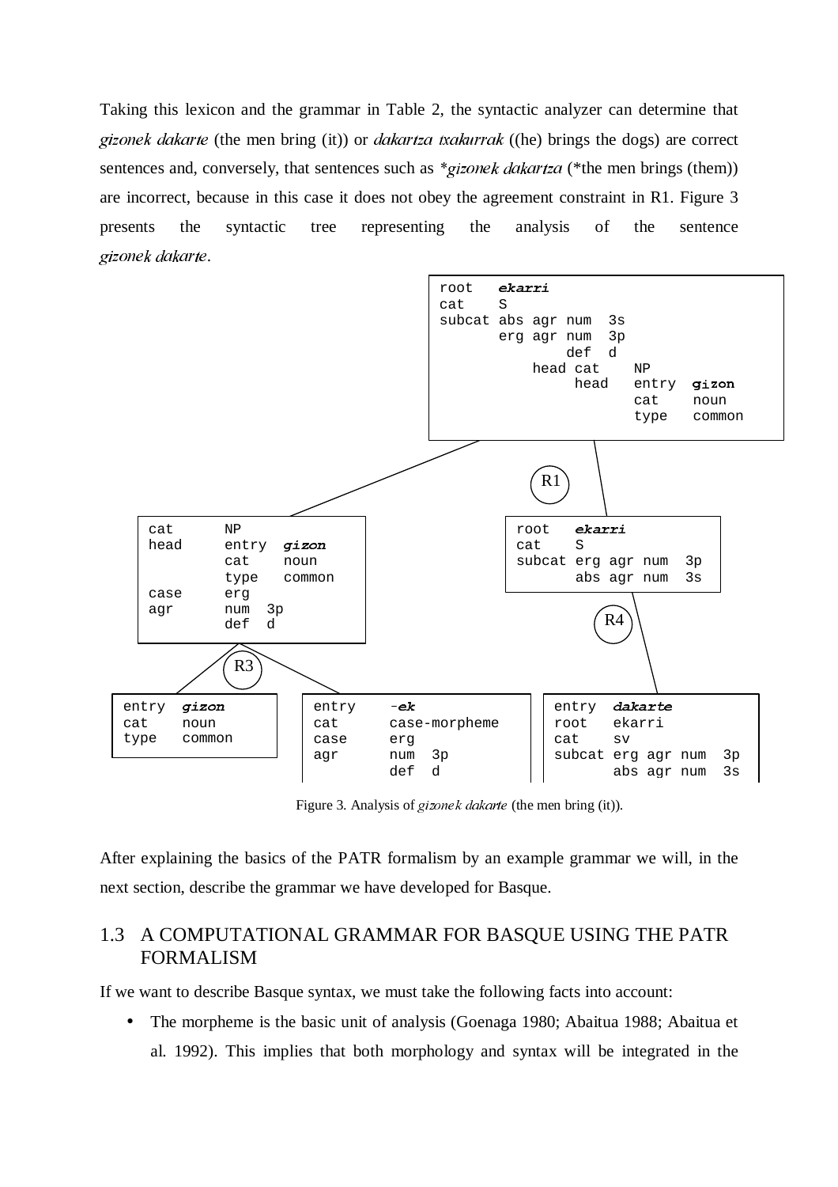Taking this lexicon and the grammar in Table 2, the syntactic analyzer can determine that *gizonek dakarte* (the men bring (it)) or *dakartza txakurrak* ((he) brings the dogs) are correct sentences and, conversely, that sentences such as \**gizonek dakartza* (\*the men brings (them)) are incorrect, because in this case it does not obey the agreement constraint in R1. Figure 3 presents the syntactic tree representing the analysis of the sentence *gizonek dakarte*.

```
                                        root   ekarri
                                        cat    S
                                        subcat abs agr num  3s
                                               erg agr num  3p
                                                       def  d
                                                   head cat    NP
                                                        head   entry  gizon
                                                               cat    noun
                                                               type   common

                                   (R1)

cat     NP                                root   ekarri
head    entry  gizon                      cat    S
        cat    noun                       subcat erg agr num  3p
        type   common                            abs agr num  3s
case    erg
agr     num  3p                                  (R4)
        def  d
       (R3)

entry  gizon     entry    -ek                entry  dakarte
cat    noun      cat      case-morpheme      root   ekarri
type   common    case     erg                cat    sv
                 agr      num  3p            subcat erg agr num  3p
                          def  d                    abs agr num  3s
```

Figure 3. Analysis of *gizonek dakarte* (the men bring (it)).

After explaining the basics of the PATR formalism by an example grammar we will, in the next section, describe the grammar we have developed for Basque.

## 1.3 A COMPUTATIONAL GRAMMAR FOR BASQUE USING THE PATR FORMALISM

If we want to describe Basque syntax, we must take the following facts into account:

- The morpheme is the basic unit of analysis (Goenaga 1980; Abaitua 1988; Abaitua et al. 1992). This implies that both morphology and syntax will be integrated in the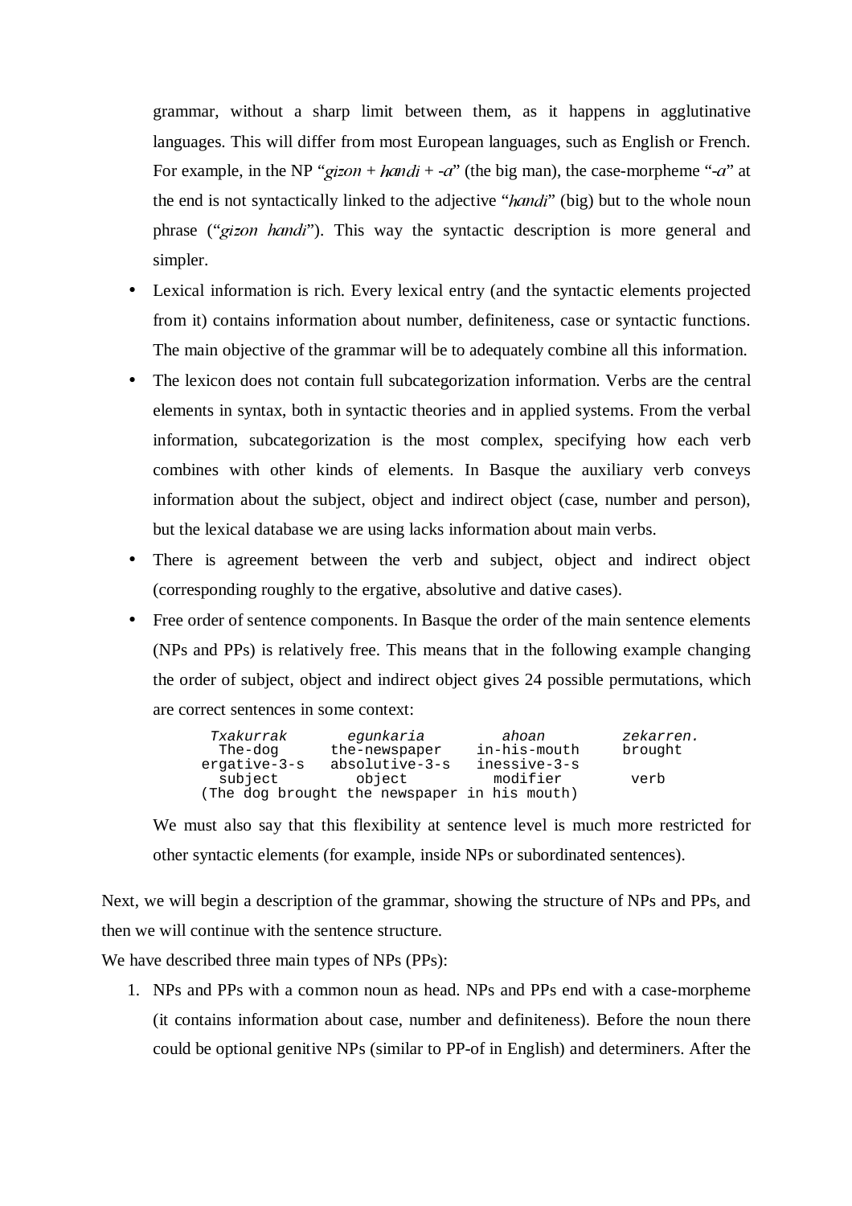grammar, without a sharp limit between them, as it happens in agglutinative languages. This will differ from most European languages, such as English or French. For example, in the NP "*gizon* + *handi* + *-a*" (the big man), the case-morpheme "*-a*" at the end is not syntactically linked to the adjective "*handi*" (big) but to the whole noun phrase ("*gizon handi*"). This way the syntactic description is more general and simpler.

- Lexical information is rich. Every lexical entry (and the syntactic elements projected from it) contains information about number, definiteness, case or syntactic functions. The main objective of the grammar will be to adequately combine all this information.
- The lexicon does not contain full subcategorization information. Verbs are the central elements in syntax, both in syntactic theories and in applied systems. From the verbal information, subcategorization is the most complex, specifying how each verb combines with other kinds of elements. In Basque the auxiliary verb conveys information about the subject, object and indirect object (case, number and person), but the lexical database we are using lacks information about main verbs.
- There is agreement between the verb and subject, object and indirect object (corresponding roughly to the ergative, absolutive and dative cases).
- Free order of sentence components. In Basque the order of the main sentence elements (NPs and PPs) is relatively free. This means that in the following example changing the order of subject, object and indirect object gives 24 possible permutations, which are correct sentences in some context:

```
  Txakurrak       egunkaria         ahoan          zekarren.
   The-dog      the-newspaper    in-his-mouth      brought
 ergative-3-s   absolutive-3-s   inessive-3-s
   subject         object          modifier         verb
 (The dog brought the newspaper in his mouth)
```

  We must also say that this flexibility at sentence level is much more restricted for other syntactic elements (for example, inside NPs or subordinated sentences).

Next, we will begin a description of the grammar, showing the structure of NPs and PPs, and then we will continue with the sentence structure.

We have described three main types of NPs (PPs):

1. NPs and PPs with a common noun as head. NPs and PPs end with a case-morpheme (it contains information about case, number and definiteness). Before the noun there could be optional genitive NPs (similar to PP-of in English) and determiners. After the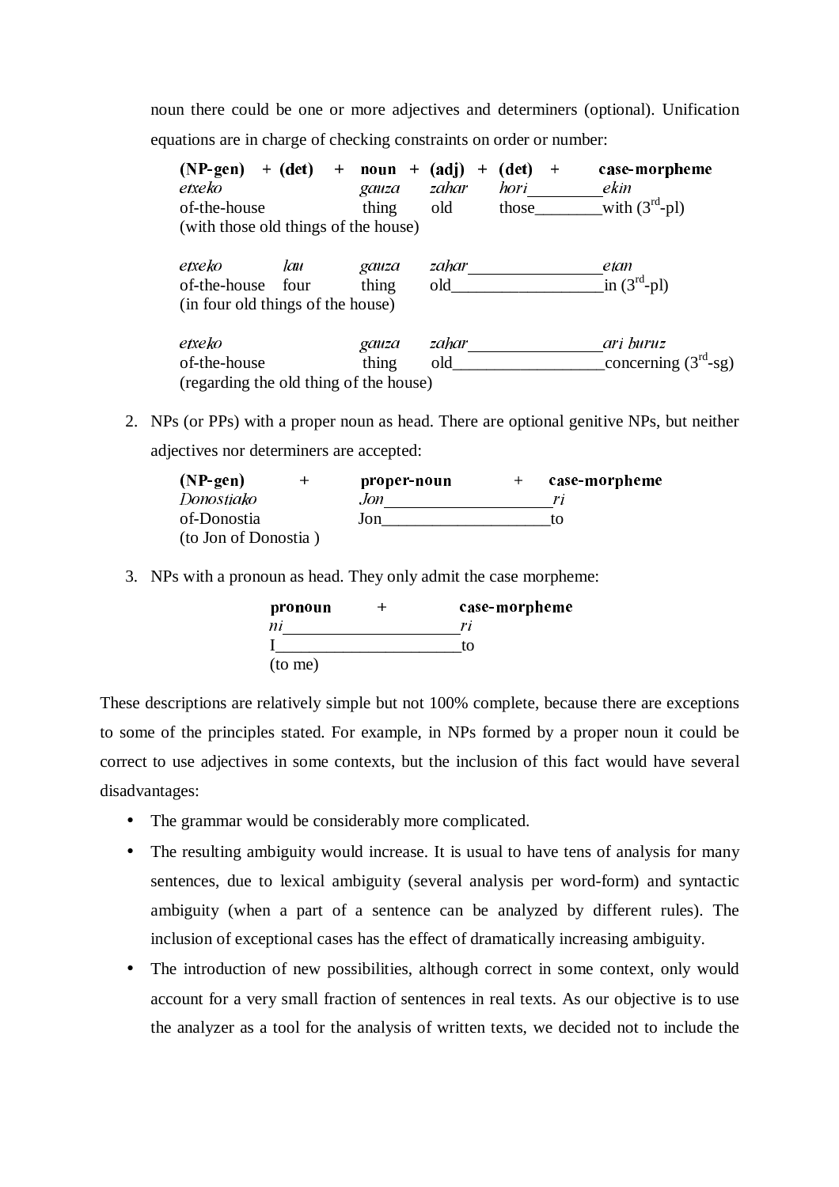noun there could be one or more adjectives and determiners (optional). Unification equations are in charge of checking constraints on order or number:

```
(NP-gen)     + (det)  +  noun  +  (adj)  +  (det)  +   case-morpheme
etxeko                   gauza    zahar     hori________ekin
of-the-house             thing    old       those_______with (3rd-pl)
(with those old things of the house)

etxeko        lau        gauza    zahar_______________etan
of-the-house  four       thing    old_________________in (3rd-pl)
(in four old things of the house)

etxeko                   gauza    zahar_______________ari buruz
of-the-house             thing    old_________________concerning (3rd-sg)
(regarding the old thing of the house)
```

2. NPs (or PPs) with a proper noun as head. There are optional genitive NPs, but neither adjectives nor determiners are accepted:

```
(NP-gen)       +       proper-noun         +    case-morpheme
Donostiako             Jon____________________ri
of-Donostia            Jon____________________to
(to Jon of Donostia )
```

3. NPs with a pronoun as head. They only admit the case morpheme:

```
pronoun      +        case-morpheme
ni____________________ri
I_____________________to
(to me)
```

These descriptions are relatively simple but not 100% complete, because there are exceptions to some of the principles stated. For example, in NPs formed by a proper noun it could be correct to use adjectives in some contexts, but the inclusion of this fact would have several disadvantages:

- The grammar would be considerably more complicated.
- The resulting ambiguity would increase. It is usual to have tens of analysis for many sentences, due to lexical ambiguity (several analysis per word-form) and syntactic ambiguity (when a part of a sentence can be analyzed by different rules). The inclusion of exceptional cases has the effect of dramatically increasing ambiguity.
- The introduction of new possibilities, although correct in some context, only would account for a very small fraction of sentences in real texts. As our objective is to use the analyzer as a tool for the analysis of written texts, we decided not to include the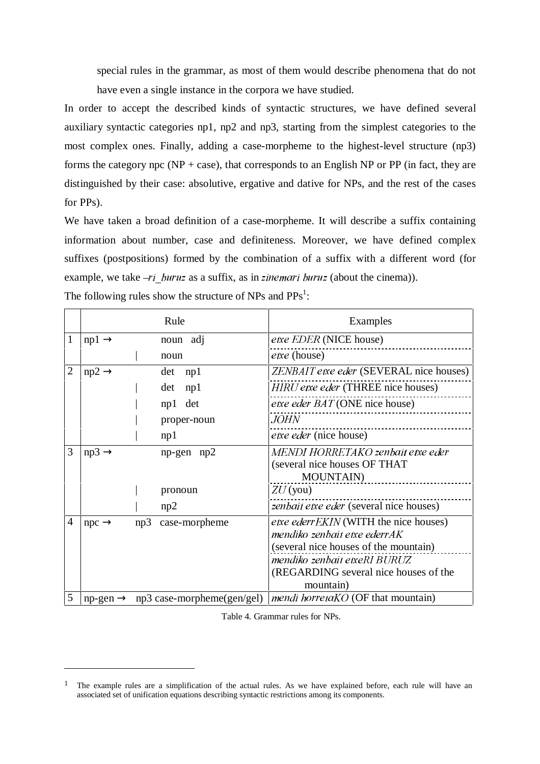special rules in the grammar, as most of them would describe phenomena that do not have even a single instance in the corpora we have studied.

In order to accept the described kinds of syntactic structures, we have defined several auxiliary syntactic categories np1, np2 and np3, starting from the simplest categories to the most complex ones. Finally, adding a case-morpheme to the highest-level structure (np3) forms the category npc (NP + case), that corresponds to an English NP or PP (in fact, they are distinguished by their case: absolutive, ergative and dative for NPs, and the rest of the cases for PPs).

We have taken a broad definition of a case-morpheme. It will describe a suffix containing information about number, case and definiteness. Moreover, we have defined complex suffixes (postpositions) formed by the combination of a suffix with a different word (for example, we take *–ri_buruz* as a suffix, as in *zinemari buruz* (about the cinema)).

The following rules show the structure of NPs and PPs[1]:

| | Rule | Examples |
|---|---|---|
| 1 | np1 → noun adj | *etxe EDER* (NICE house) |
| | \| noun | *etxe* (house) |
| 2 | np2 → det np1 | *ZENBAIT etxe eder* (SEVERAL nice houses) |
| | \| det np1 | *HIRU etxe eder* (THREE nice houses) |
| | \| np1 det | *etxe eder BAT* (ONE nice house) |
| | \| proper-noun | *JOHN* |
| | \| np1 | *etxe eder* (nice house) |
| 3 | np3 → np-gen np2 | *MENDI HORRETAKO zenbait etxe eder* (several nice houses OF THAT MOUNTAIN) |
| | \| pronoun | *ZU* (you) |
| | \| np2 | *zenbait etxe eder* (several nice houses) |
| 4 | npc → np3 case-morpheme | *etxe ederrEKIN* (WITH the nice houses) *mendiko zenbait etxe ederrAK* (several nice houses of the mountain) |
| | | *mendiko zenbait etxeRI BURUZ* (REGARDING several nice houses of the mountain) |
| 5 | np-gen → np3 case-morpheme(gen/gel) | *mendi horretaKO* (OF that mountain) |

Table 4. Grammar rules for NPs.

[1] The example rules are a simplification of the actual rules. As we have explained before, each rule will have an associated set of unification equations describing syntactic restrictions among its components.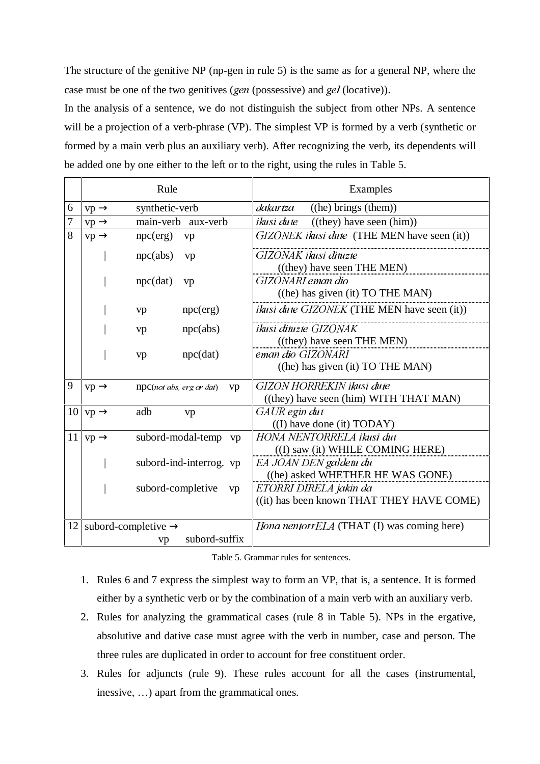The structure of the genitive NP (np-gen in rule 5) is the same as for a general NP, where the case must be one of the two genitives (*gen* (possessive) and *gel* (locative)).

In the analysis of a sentence, we do not distinguish the subject from other NPs. A sentence will be a projection of a verb-phrase (VP). The simplest VP is formed by a verb (synthetic or formed by a main verb plus an auxiliary verb). After recognizing the verb, its dependents will be added one by one either to the left or to the right, using the rules in Table 5.

| | Rule | | | Examples |
|---|---|---|---|---|
| 6 | vp → | synthetic-verb | | *dakartza* ((he) brings (them)) |
| 7 | vp → | main-verb aux-verb | | *ikusi dute* ((they) have seen (him)) |
| 8 | vp → | npc(erg) | vp | *GIZONEK ikusi dute* (THE MEN have seen (it)) |
| | \| | npc(abs) | vp | *GIZONAK ikusi dituzte* ((they) have seen THE MEN) |
| | \| | npc(dat) | vp | *GIZONARI eman dio* ((he) has given (it) TO THE MAN) |
| | \| | vp | npc(erg) | *ikusi dute GIZONEK* (THE MEN have seen (it)) |
| | \| | vp | npc(abs) | *ikusi dituzte GIZONAK* ((they) have seen THE MEN) |
| | \| | vp | npc(dat) | *eman dio GIZONARI* ((he) has given (it) TO THE MAN) |
| 9 | vp → | npc(*not abs, erg or dat*) | vp | *GIZON HORREKIN ikusi dute* ((they) have seen (him) WITH THAT MAN) |
| 10 | vp → | adb | vp | *GAUR egin dut* ((I) have done (it) TODAY) |
| 11 | vp → | subord-modal-temp | vp | *HONA NENTORRELA ikusi dut* ((I) saw (it) WHILE COMING HERE) |
| | \| | subord-ind-interrog. | vp | *EA JOAN DEN galdetu du* ((he) asked WHETHER HE WAS GONE) |
| | \| | subord-completive | vp | *ETORRI DIRELA jakin da* ((it) has been known THAT THEY HAVE COME) |
| 12 | subord-completive → | vp | subord-suffix | *Hona nentorrELA* (THAT (I) was coming here) |

Table 5. Grammar rules for sentences.

1. Rules 6 and 7 express the simplest way to form an VP, that is, a sentence. It is formed either by a synthetic verb or by the combination of a main verb with an auxiliary verb.
2. Rules for analyzing the grammatical cases (rule 8 in Table 5). NPs in the ergative, absolutive and dative case must agree with the verb in number, case and person. The three rules are duplicated in order to account for free constituent order.
3. Rules for adjuncts (rule 9). These rules account for all the cases (instrumental, inessive, …) apart from the grammatical ones.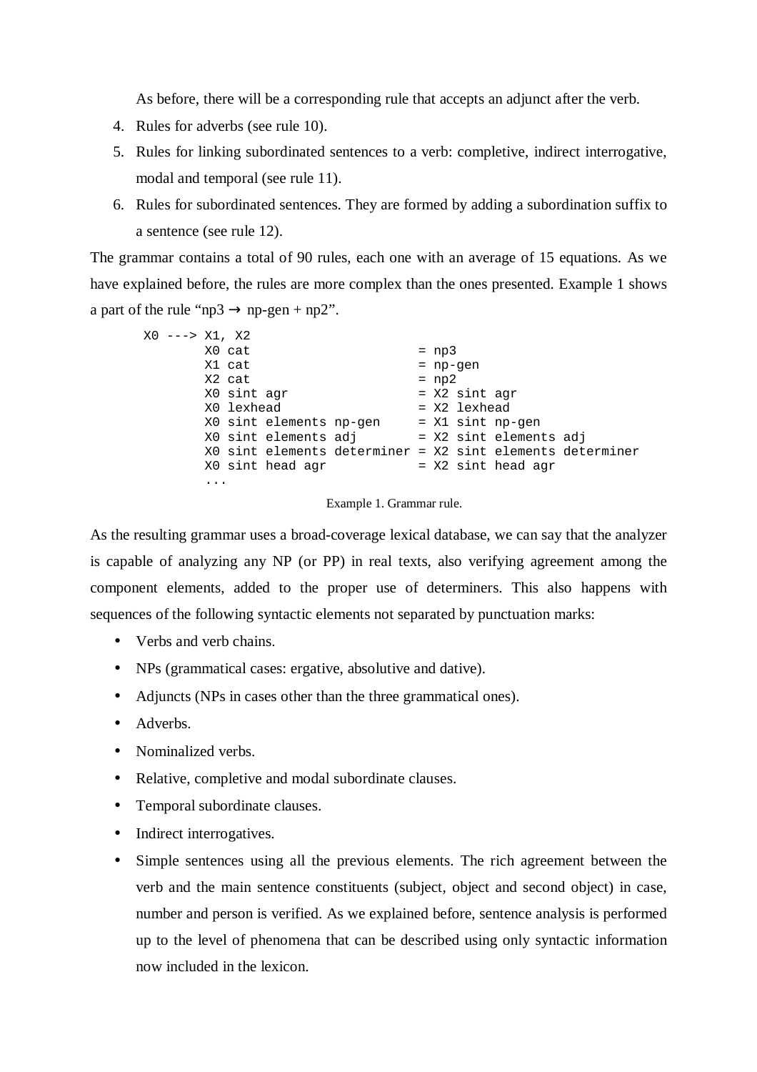As before, there will be a corresponding rule that accepts an adjunct after the verb.

4. Rules for adverbs (see rule 10).
5. Rules for linking subordinated sentences to a verb: completive, indirect interrogative, modal and temporal (see rule 11).
6. Rules for subordinated sentences. They are formed by adding a subordination suffix to a sentence (see rule 12).

The grammar contains a total of 90 rules, each one with an average of 15 equations. As we have explained before, the rules are more complex than the ones presented. Example 1 shows a part of the rule “np3 → np-gen + np2”.

```
X0 ---> X1, X2
        X0 cat                      = np3
        X1 cat                      = np-gen
        X2 cat                      = np2
        X0 sint agr                 = X2 sint agr
        X0 lexhead                  = X2 lexhead
        X0 sint elements np-gen     = X1 sint np-gen
        X0 sint elements adj        = X2 sint elements adj
        X0 sint elements determiner = X2 sint elements determiner
        X0 sint head agr            = X2 sint head agr
        ...
```

Example 1. Grammar rule.

As the resulting grammar uses a broad-coverage lexical database, we can say that the analyzer is capable of analyzing any NP (or PP) in real texts, also verifying agreement among the component elements, added to the proper use of determiners. This also happens with sequences of the following syntactic elements not separated by punctuation marks:

- Verbs and verb chains.
- NPs (grammatical cases: ergative, absolutive and dative).
- Adjuncts (NPs in cases other than the three grammatical ones).
- Adverbs.
- Nominalized verbs.
- Relative, completive and modal subordinate clauses.
- Temporal subordinate clauses.
- Indirect interrogatives.
- Simple sentences using all the previous elements. The rich agreement between the verb and the main sentence constituents (subject, object and second object) in case, number and person is verified. As we explained before, sentence analysis is performed up to the level of phenomena that can be described using only syntactic information now included in the lexicon.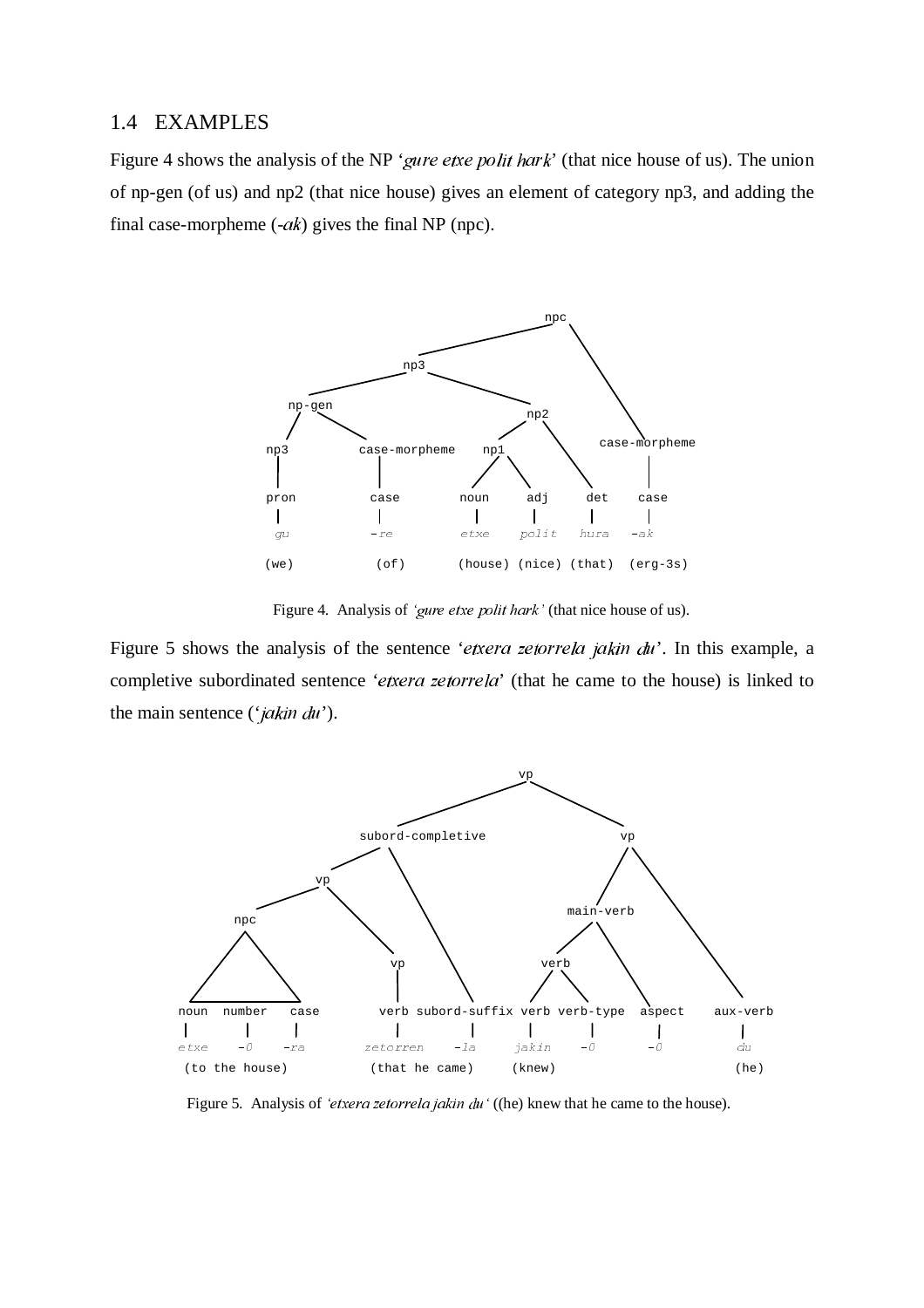## 1.4 EXAMPLES

Figure 4 shows the analysis of the NP '*gure etxe polit hark*' (that nice house of us). The union of np-gen (of us) and np2 (that nice house) gives an element of category np3, and adding the final case-morpheme (-*ak*) gives the final NP (npc).

```
                                   npc
                    np3
        np-gen                  np2
    np3      case-morpheme   np1            case-morpheme
    pron     case         noun   adj   det     case
    gu       -re          etxe   polit hura    -ak
    (we)     (of)        (house) (nice) (that) (erg-3s)
```

Figure 4. Analysis of *'gure etxe polit hark'* (that nice house of us).

Figure 5 shows the analysis of the sentence '*etxera zetorrela jakin du*'. In this example, a completive subordinated sentence '*etxera zetorrela*' (that he came to the house) is linked to the main sentence ('*jakin du*').

```
                                  vp
                 subord-completive              vp
           vp                              main-verb
      npc              vp                  verb
noun number case   verb  subord-suffix  verb verb-type  aspect   aux-verb
etxe  -0    -ra    zetorren  -la        jakin  -0        -0       du
(to the house)     (that he came)       (knew)                    (he)
```

Figure 5. Analysis of *'etxera zetorrela jakin du'* ((he) knew that he came to the house).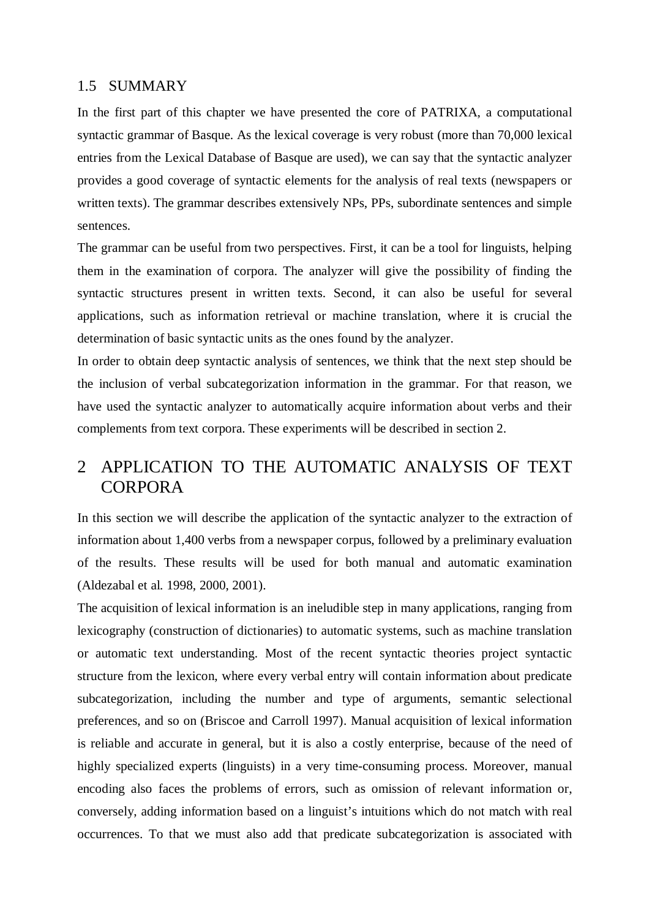### 1.5 SUMMARY

In the first part of this chapter we have presented the core of PATRIXA, a computational syntactic grammar of Basque. As the lexical coverage is very robust (more than 70,000 lexical entries from the Lexical Database of Basque are used), we can say that the syntactic analyzer provides a good coverage of syntactic elements for the analysis of real texts (newspapers or written texts). The grammar describes extensively NPs, PPs, subordinate sentences and simple sentences.

The grammar can be useful from two perspectives. First, it can be a tool for linguists, helping them in the examination of corpora. The analyzer will give the possibility of finding the syntactic structures present in written texts. Second, it can also be useful for several applications, such as information retrieval or machine translation, where it is crucial the determination of basic syntactic units as the ones found by the analyzer.

In order to obtain deep syntactic analysis of sentences, we think that the next step should be the inclusion of verbal subcategorization information in the grammar. For that reason, we have used the syntactic analyzer to automatically acquire information about verbs and their complements from text corpora. These experiments will be described in section 2.

## 2 APPLICATION TO THE AUTOMATIC ANALYSIS OF TEXT CORPORA

In this section we will describe the application of the syntactic analyzer to the extraction of information about 1,400 verbs from a newspaper corpus, followed by a preliminary evaluation of the results. These results will be used for both manual and automatic examination (Aldezabal et al. 1998, 2000, 2001).

The acquisition of lexical information is an ineludible step in many applications, ranging from lexicography (construction of dictionaries) to automatic systems, such as machine translation or automatic text understanding. Most of the recent syntactic theories project syntactic structure from the lexicon, where every verbal entry will contain information about predicate subcategorization, including the number and type of arguments, semantic selectional preferences, and so on (Briscoe and Carroll 1997). Manual acquisition of lexical information is reliable and accurate in general, but it is also a costly enterprise, because of the need of highly specialized experts (linguists) in a very time-consuming process. Moreover, manual encoding also faces the problems of errors, such as omission of relevant information or, conversely, adding information based on a linguist's intuitions which do not match with real occurrences. To that we must also add that predicate subcategorization is associated with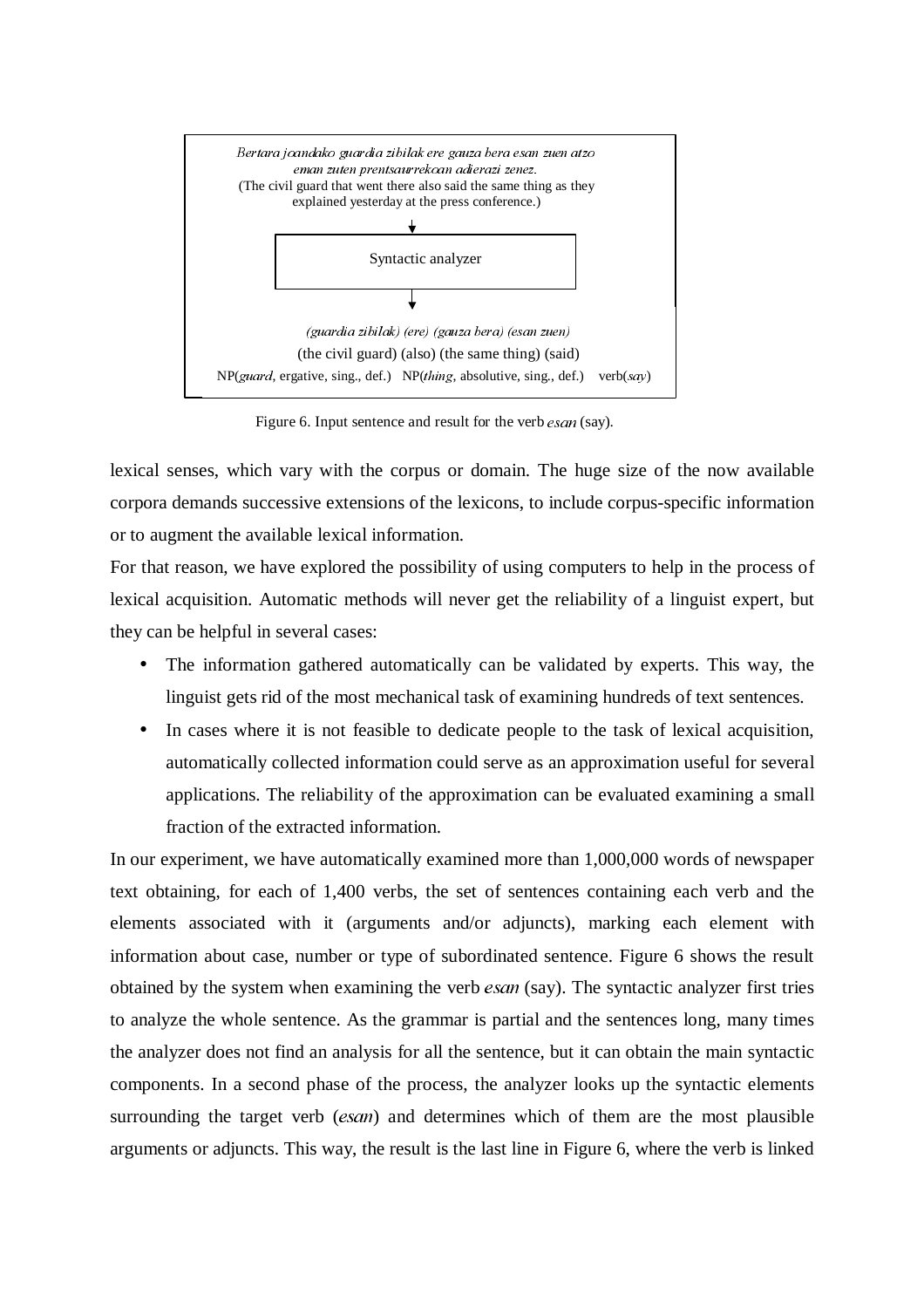*Bertara joandako guardia zibilak ere gauza bera esan zuen atzo eman zuten prentsaurrekoan adierazi zenez.*
(The civil guard that went there also said the same thing as they explained yesterday at the press conference.)

↓

Syntactic analyzer

↓

*(guardia zibilak) (ere) (gauza bera) (esan zuen)*
(the civil guard) (also) (the same thing) (said)
NP(*guard*, ergative, sing., def.) NP(*thing*, absolutive, sing., def.) verb(*say*)

Figure 6. Input sentence and result for the verb *esan* (say).

lexical senses, which vary with the corpus or domain. The huge size of the now available corpora demands successive extensions of the lexicons, to include corpus-specific information or to augment the available lexical information.

For that reason, we have explored the possibility of using computers to help in the process of lexical acquisition. Automatic methods will never get the reliability of a linguist expert, but they can be helpful in several cases:

- The information gathered automatically can be validated by experts. This way, the linguist gets rid of the most mechanical task of examining hundreds of text sentences.
- In cases where it is not feasible to dedicate people to the task of lexical acquisition, automatically collected information could serve as an approximation useful for several applications. The reliability of the approximation can be evaluated examining a small fraction of the extracted information.

In our experiment, we have automatically examined more than 1,000,000 words of newspaper text obtaining, for each of 1,400 verbs, the set of sentences containing each verb and the elements associated with it (arguments and/or adjuncts), marking each element with information about case, number or type of subordinated sentence. Figure 6 shows the result obtained by the system when examining the verb *esan* (say). The syntactic analyzer first tries to analyze the whole sentence. As the grammar is partial and the sentences long, many times the analyzer does not find an analysis for all the sentence, but it can obtain the main syntactic components. In a second phase of the process, the analyzer looks up the syntactic elements surrounding the target verb (*esan*) and determines which of them are the most plausible arguments or adjuncts. This way, the result is the last line in Figure 6, where the verb is linked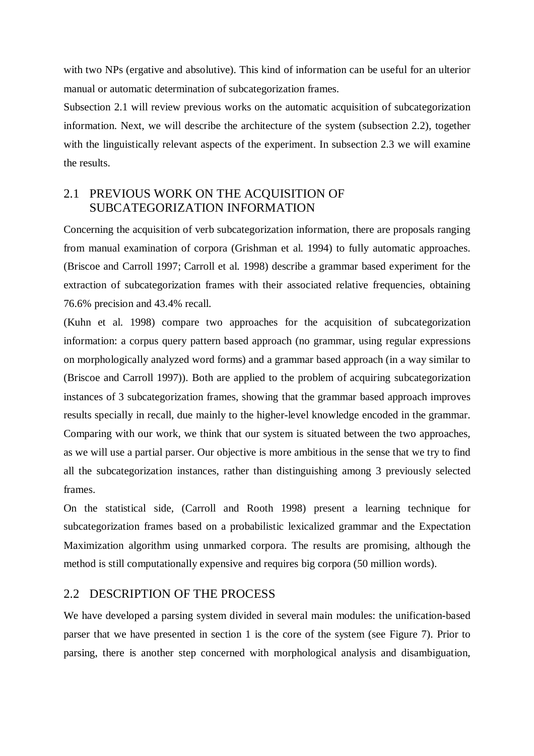with two NPs (ergative and absolutive). This kind of information can be useful for an ulterior manual or automatic determination of subcategorization frames.

Subsection 2.1 will review previous works on the automatic acquisition of subcategorization information. Next, we will describe the architecture of the system (subsection 2.2), together with the linguistically relevant aspects of the experiment. In subsection 2.3 we will examine the results.

## 2.1 PREVIOUS WORK ON THE ACQUISITION OF SUBCATEGORIZATION INFORMATION

Concerning the acquisition of verb subcategorization information, there are proposals ranging from manual examination of corpora (Grishman et al. 1994) to fully automatic approaches. (Briscoe and Carroll 1997; Carroll et al. 1998) describe a grammar based experiment for the extraction of subcategorization frames with their associated relative frequencies, obtaining 76.6% precision and 43.4% recall.

(Kuhn et al. 1998) compare two approaches for the acquisition of subcategorization information: a corpus query pattern based approach (no grammar, using regular expressions on morphologically analyzed word forms) and a grammar based approach (in a way similar to (Briscoe and Carroll 1997)). Both are applied to the problem of acquiring subcategorization instances of 3 subcategorization frames, showing that the grammar based approach improves results specially in recall, due mainly to the higher-level knowledge encoded in the grammar. Comparing with our work, we think that our system is situated between the two approaches, as we will use a partial parser. Our objective is more ambitious in the sense that we try to find all the subcategorization instances, rather than distinguishing among 3 previously selected frames.

On the statistical side, (Carroll and Rooth 1998) present a learning technique for subcategorization frames based on a probabilistic lexicalized grammar and the Expectation Maximization algorithm using unmarked corpora. The results are promising, although the method is still computationally expensive and requires big corpora (50 million words).

## 2.2 DESCRIPTION OF THE PROCESS

We have developed a parsing system divided in several main modules: the unification-based parser that we have presented in section 1 is the core of the system (see Figure 7). Prior to parsing, there is another step concerned with morphological analysis and disambiguation,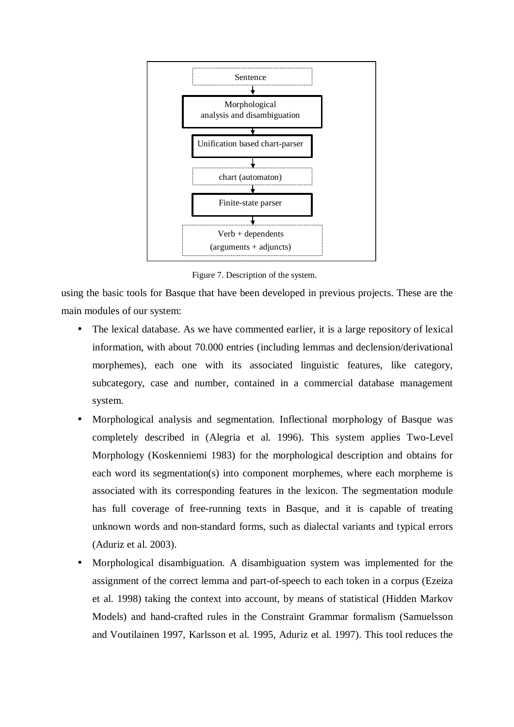Sentence

Morphological analysis and disambiguation

Unification based chart-parser

chart (automaton)

Finite-state parser

Verb + dependents (arguments + adjuncts)

Figure 7. Description of the system.

using the basic tools for Basque that have been developed in previous projects. These are the main modules of our system:

- The lexical database. As we have commented earlier, it is a large repository of lexical information, with about 70.000 entries (including lemmas and declension/derivational morphemes), each one with its associated linguistic features, like category, subcategory, case and number, contained in a commercial database management system.
- Morphological analysis and segmentation. Inflectional morphology of Basque was completely described in (Alegria et al. 1996). This system applies Two-Level Morphology (Koskenniemi 1983) for the morphological description and obtains for each word its segmentation(s) into component morphemes, where each morpheme is associated with its corresponding features in the lexicon. The segmentation module has full coverage of free-running texts in Basque, and it is capable of treating unknown words and non-standard forms, such as dialectal variants and typical errors (Aduriz et al. 2003).
- Morphological disambiguation. A disambiguation system was implemented for the assignment of the correct lemma and part-of-speech to each token in a corpus (Ezeiza et al. 1998) taking the context into account, by means of statistical (Hidden Markov Models) and hand-crafted rules in the Constraint Grammar formalism (Samuelsson and Voutilainen 1997, Karlsson et al. 1995, Aduriz et al. 1997). This tool reduces the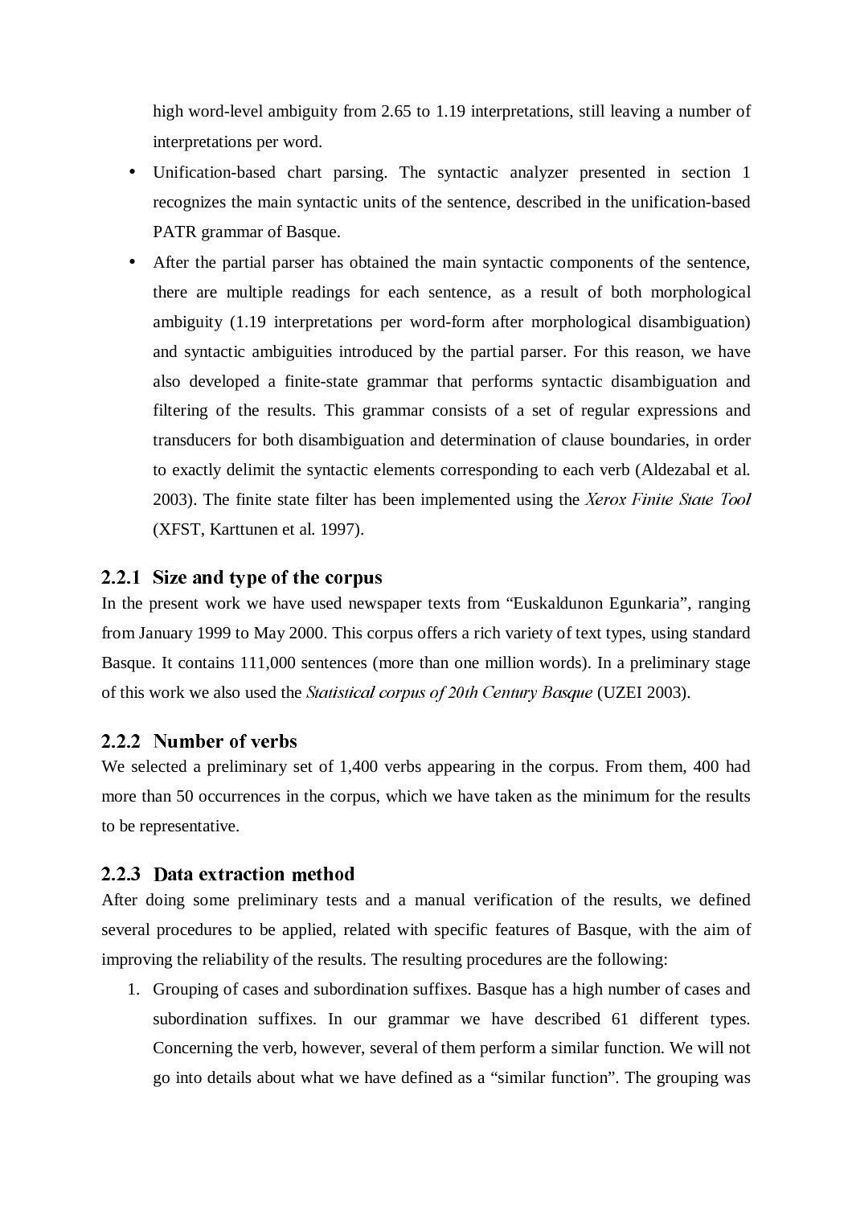high word-level ambiguity from 2.65 to 1.19 interpretations, still leaving a number of interpretations per word.

- Unification-based chart parsing. The syntactic analyzer presented in section 1 recognizes the main syntactic units of the sentence, described in the unification-based PATR grammar of Basque.
- After the partial parser has obtained the main syntactic components of the sentence, there are multiple readings for each sentence, as a result of both morphological ambiguity (1.19 interpretations per word-form after morphological disambiguation) and syntactic ambiguities introduced by the partial parser. For this reason, we have also developed a finite-state grammar that performs syntactic disambiguation and filtering of the results. This grammar consists of a set of regular expressions and transducers for both disambiguation and determination of clause boundaries, in order to exactly delimit the syntactic elements corresponding to each verb (Aldezabal et al. 2003). The finite state filter has been implemented using the *Xerox Finite State Tool* (XFST, Karttunen et al. 1997).

### 2.2.1 Size and type of the corpus

In the present work we have used newspaper texts from "Euskaldunon Egunkaria", ranging from January 1999 to May 2000. This corpus offers a rich variety of text types, using standard Basque. It contains 111,000 sentences (more than one million words). In a preliminary stage of this work we also used the *Statistical corpus of 20th Century Basque* (UZEI 2003).

### 2.2.2 Number of verbs

We selected a preliminary set of 1,400 verbs appearing in the corpus. From them, 400 had more than 50 occurrences in the corpus, which we have taken as the minimum for the results to be representative.

### 2.2.3 Data extraction method

After doing some preliminary tests and a manual verification of the results, we defined several procedures to be applied, related with specific features of Basque, with the aim of improving the reliability of the results. The resulting procedures are the following:

1. Grouping of cases and subordination suffixes. Basque has a high number of cases and subordination suffixes. In our grammar we have described 61 different types. Concerning the verb, however, several of them perform a similar function. We will not go into details about what we have defined as a "similar function". The grouping was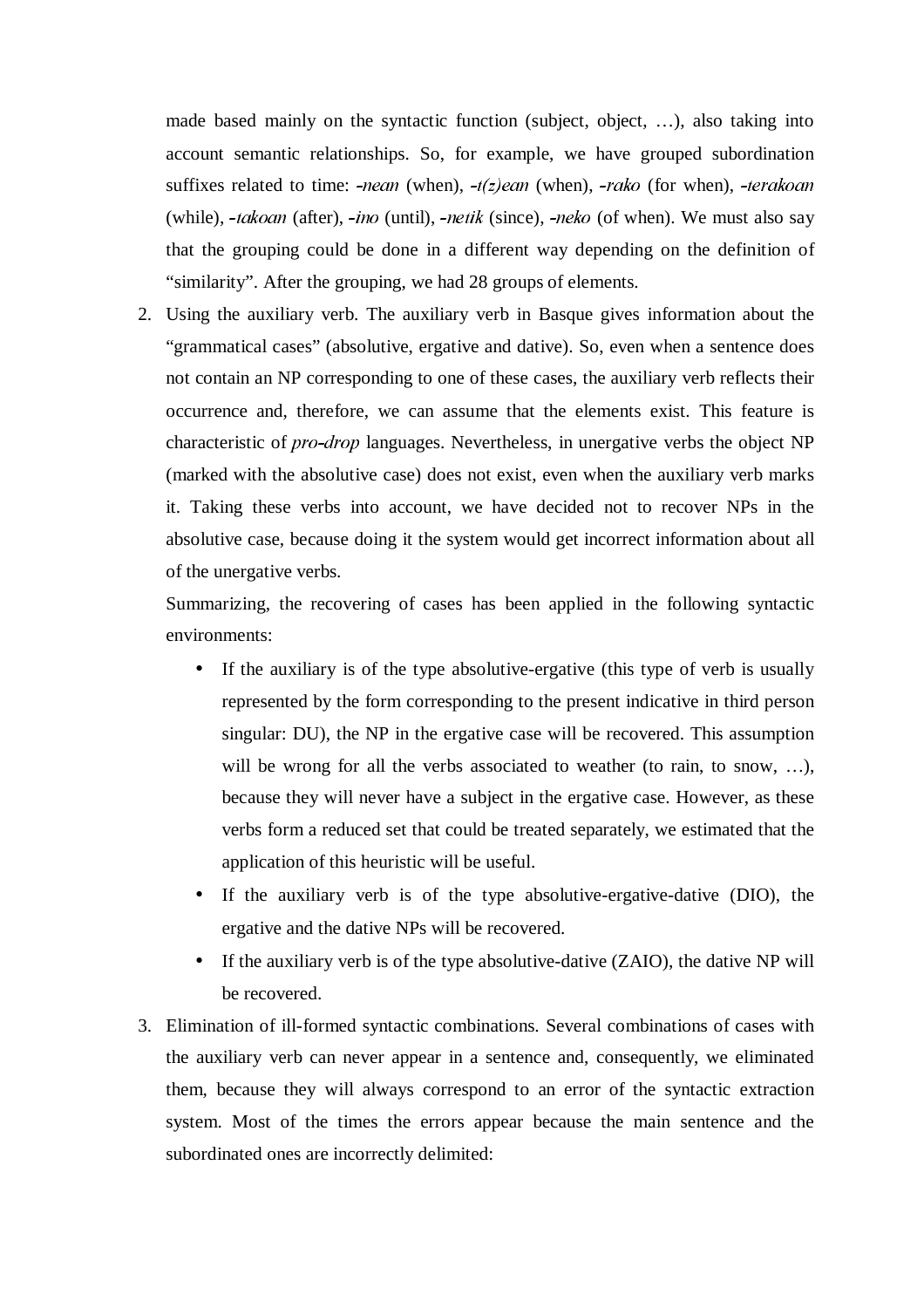made based mainly on the syntactic function (subject, object, …), also taking into account semantic relationships. So, for example, we have grouped subordination suffixes related to time: *-nean* (when), *-t(z)ean* (when), *-rako* (for when), *-terakoan* (while), *-takoan* (after), *-ino* (until), *-netik* (since), *-neko* (of when). We must also say that the grouping could be done in a different way depending on the definition of "similarity". After the grouping, we had 28 groups of elements.

2. Using the auxiliary verb. The auxiliary verb in Basque gives information about the "grammatical cases" (absolutive, ergative and dative). So, even when a sentence does not contain an NP corresponding to one of these cases, the auxiliary verb reflects their occurrence and, therefore, we can assume that the elements exist. This feature is characteristic of *pro-drop* languages. Nevertheless, in unergative verbs the object NP (marked with the absolutive case) does not exist, even when the auxiliary verb marks it. Taking these verbs into account, we have decided not to recover NPs in the absolutive case, because doing it the system would get incorrect information about all of the unergative verbs.

   Summarizing, the recovering of cases has been applied in the following syntactic environments:

   - If the auxiliary is of the type absolutive-ergative (this type of verb is usually represented by the form corresponding to the present indicative in third person singular: DU), the NP in the ergative case will be recovered. This assumption will be wrong for all the verbs associated to weather (to rain, to snow, …), because they will never have a subject in the ergative case. However, as these verbs form a reduced set that could be treated separately, we estimated that the application of this heuristic will be useful.
   - If the auxiliary verb is of the type absolutive-ergative-dative (DIO), the ergative and the dative NPs will be recovered.
   - If the auxiliary verb is of the type absolutive-dative (ZAIO), the dative NP will be recovered.

3. Elimination of ill-formed syntactic combinations. Several combinations of cases with the auxiliary verb can never appear in a sentence and, consequently, we eliminated them, because they will always correspond to an error of the syntactic extraction system. Most of the times the errors appear because the main sentence and the subordinated ones are incorrectly delimited: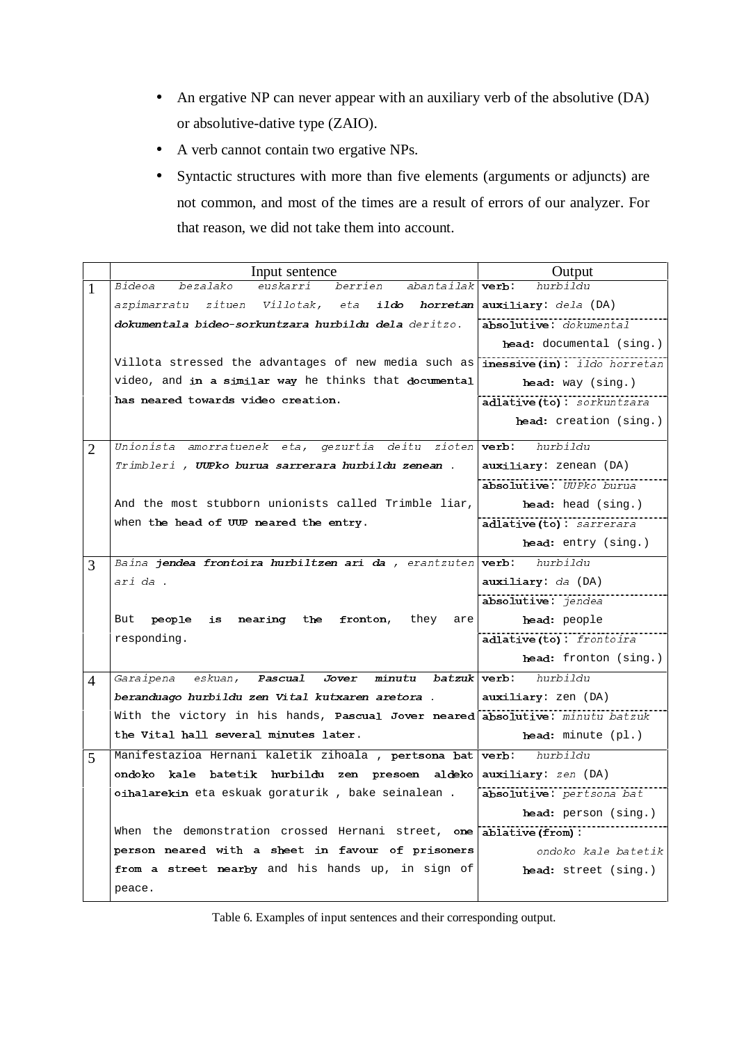- An ergative NP can never appear with an auxiliary verb of the absolutive (DA) or absolutive-dative type (ZAIO).
- A verb cannot contain two ergative NPs.
- Syntactic structures with more than five elements (arguments or adjuncts) are not common, and most of the times are a result of errors of our analyzer. For that reason, we did not take them into account.

| | Input sentence | Output |
|---|---|---|
| 1 | *Bideoa bezalako euskarri berrien abantailak azpimarratu zituen Villotak, eta* ***ildo horretan dokumentala bideo-sorkuntzara hurbildu dela*** *deritzo.*<br><br>Villota stressed the advantages of new media such as video, and **in a similar way** he thinks that **documental has neared towards video creation.** | **verb**: *hurbildu*<br>**auxiliary**: *dela* (DA)<br>**absolutive**: *dokumental*<br>**head**: documental (sing.)<br>**inessive(in)**: *ildo horretan*<br>**head**: way (sing.)<br>**adlative(to)**: *sorkuntzara*<br>**head**: creation (sing.) |
| 2 | *Unionista amorratuenek eta, gezurtia deitu zioten Trimbleri ,* ***UUPko burua sarrerara hurbildu zenean*** *.*<br><br>And the most stubborn unionists called Trimble liar, when **the head of UUP neared the entry.** | **verb**: *hurbildu*<br>**auxiliary**: zenean (DA)<br>**absolutive**: *UUPko burua*<br>**head**: head (sing.)<br>**adlative(to)**: *sarrerara*<br>**head**: entry (sing.) |
| 3 | *Baina* ***jendea frontoira hurbiltzen ari da*** *, erantzuten ari da .*<br><br>But **people is nearing the fronton**, they are responding. | **verb**: *hurbildu*<br>**auxiliary**: *da* (DA)<br>**absolutive**: *jendea*<br>**head**: people<br>**adlative(to)**: *frontoira*<br>**head**: fronton (sing.) |
| 4 | *Garaipena eskuan,* ***Pascual Jover minutu batzuk beranduago hurbildu zen Vital kutxaren aretora*** *.*<br>With the victory in his hands, **Pascual Jover neared the Vital hall several minutes later.** | **verb**: *hurbildu*<br>**auxiliary**: zen (DA)<br>**absolutive**: *minutu batzuk*<br>**head**: minute (pl.) |
| 5 | Manifestazioa Hernani kaletik zihoala , **pertsona bat ondoko kale batetik hurbildu zen presoen aldeko oihalarekin** eta eskuak goraturik , bake seinalean .<br><br>When the demonstration crossed Hernani street, **one person neared with a sheet in favour of prisoners from a street nearby** and his hands up, in sign of peace. | **verb**: *hurbildu*<br>**auxiliary**: *zen* (DA)<br>**absolutive**: *pertsona bat*<br>**head**: person (sing.)<br>**ablative(from)**:<br>*ondoko kale batetik*<br>**head**: street (sing.) |

Table 6. Examples of input sentences and their corresponding output.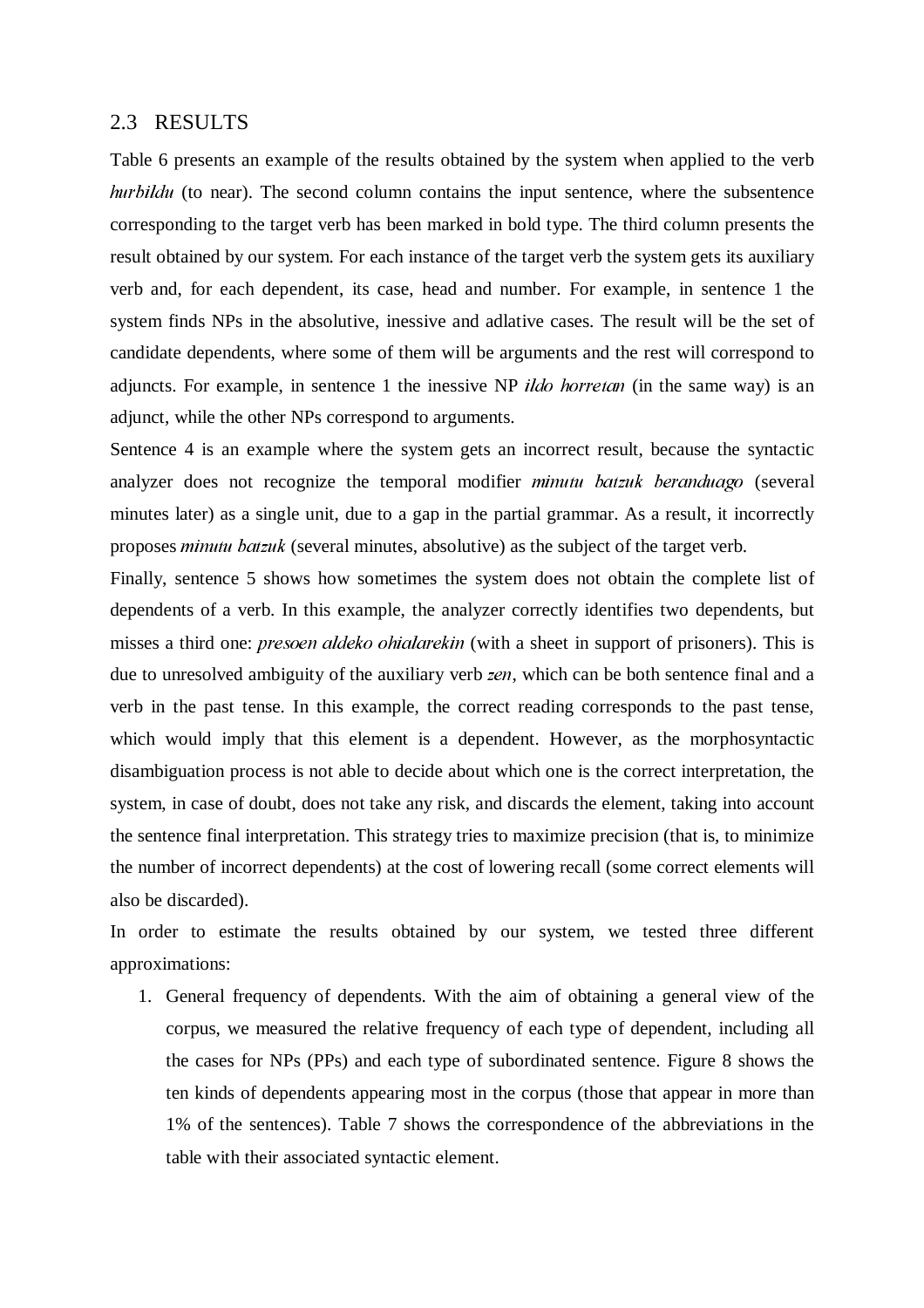## 2.3 RESULTS

Table 6 presents an example of the results obtained by the system when applied to the verb *hurbildu* (to near). The second column contains the input sentence, where the subsentence corresponding to the target verb has been marked in bold type. The third column presents the result obtained by our system. For each instance of the target verb the system gets its auxiliary verb and, for each dependent, its case, head and number. For example, in sentence 1 the system finds NPs in the absolutive, inessive and adlative cases. The result will be the set of candidate dependents, where some of them will be arguments and the rest will correspond to adjuncts. For example, in sentence 1 the inessive NP *ildo horretan* (in the same way) is an adjunct, while the other NPs correspond to arguments.

Sentence 4 is an example where the system gets an incorrect result, because the syntactic analyzer does not recognize the temporal modifier *minutu batzuk beranduago* (several minutes later) as a single unit, due to a gap in the partial grammar. As a result, it incorrectly proposes *minutu batzuk* (several minutes, absolutive) as the subject of the target verb.

Finally, sentence 5 shows how sometimes the system does not obtain the complete list of dependents of a verb. In this example, the analyzer correctly identifies two dependents, but misses a third one: *presoen aldeko ohialarekin* (with a sheet in support of prisoners). This is due to unresolved ambiguity of the auxiliary verb *zen*, which can be both sentence final and a verb in the past tense. In this example, the correct reading corresponds to the past tense, which would imply that this element is a dependent. However, as the morphosyntactic disambiguation process is not able to decide about which one is the correct interpretation, the system, in case of doubt, does not take any risk, and discards the element, taking into account the sentence final interpretation. This strategy tries to maximize precision (that is, to minimize the number of incorrect dependents) at the cost of lowering recall (some correct elements will also be discarded).

In order to estimate the results obtained by our system, we tested three different approximations:

1. General frequency of dependents. With the aim of obtaining a general view of the corpus, we measured the relative frequency of each type of dependent, including all the cases for NPs (PPs) and each type of subordinated sentence. Figure 8 shows the ten kinds of dependents appearing most in the corpus (those that appear in more than 1% of the sentences). Table 7 shows the correspondence of the abbreviations in the table with their associated syntactic element.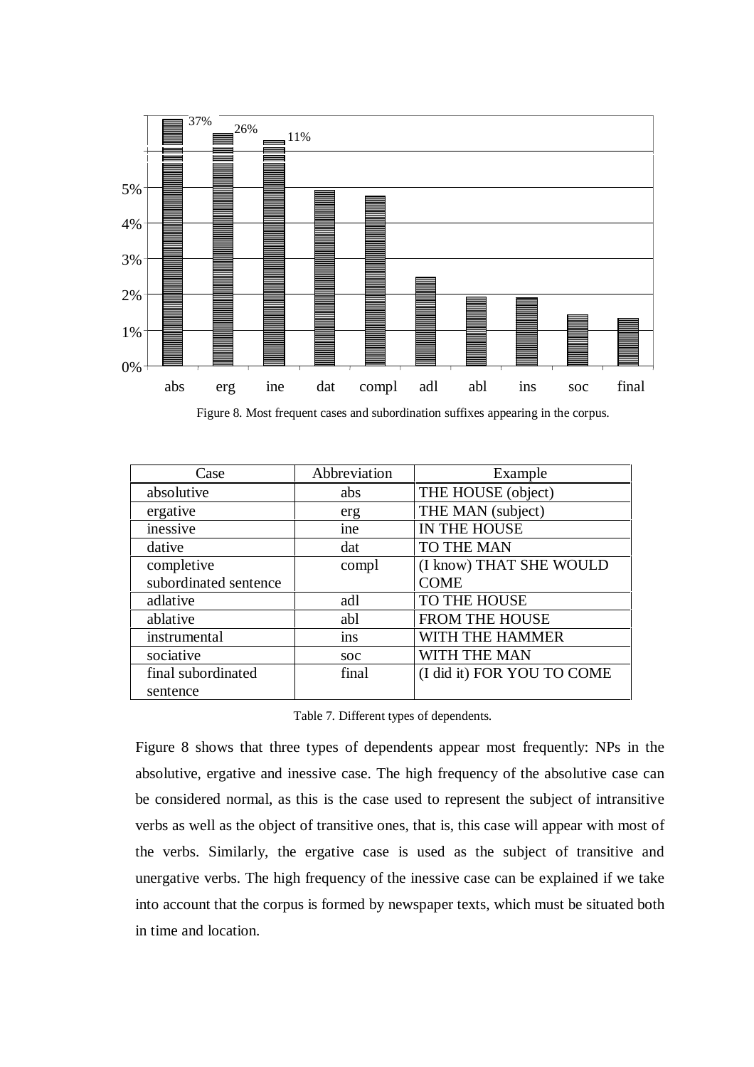Figure 8. Most frequent cases and subordination suffixes appearing in the corpus.

| Case | Abbreviation | Example |
|---|---|---|
| absolutive | abs | THE HOUSE (object) |
| ergative | erg | THE MAN (subject) |
| inessive | ine | IN THE HOUSE |
| dative | dat | TO THE MAN |
| completive subordinated sentence | compl | (I know) THAT SHE WOULD COME |
| adlative | adl | TO THE HOUSE |
| ablative | abl | FROM THE HOUSE |
| instrumental | ins | WITH THE HAMMER |
| sociative | soc | WITH THE MAN |
| final subordinated sentence | final | (I did it) FOR YOU TO COME |

Table 7. Different types of dependents.

Figure 8 shows that three types of dependents appear most frequently: NPs in the absolutive, ergative and inessive case. The high frequency of the absolutive case can be considered normal, as this is the case used to represent the subject of intransitive verbs as well as the object of transitive ones, that is, this case will appear with most of the verbs. Similarly, the ergative case is used as the subject of transitive and unergative verbs. The high frequency of the inessive case can be explained if we take into account that the corpus is formed by newspaper texts, which must be situated both in time and location.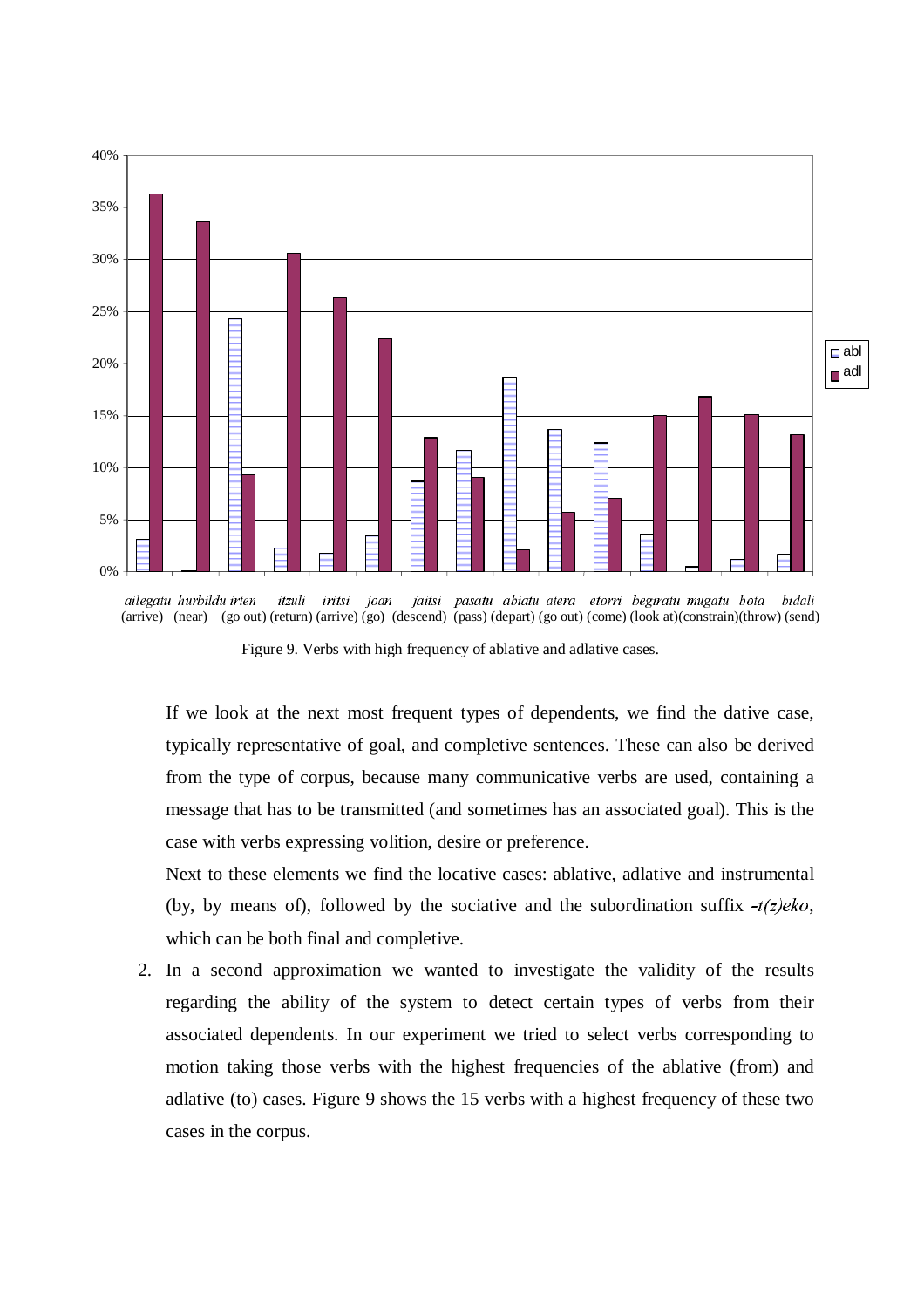Figure 9. Verbs with high frequency of ablative and adlative cases.

If we look at the next most frequent types of dependents, we find the dative case, typically representative of goal, and completive sentences. These can also be derived from the type of corpus, because many communicative verbs are used, containing a message that has to be transmitted (and sometimes has an associated goal). This is the case with verbs expressing volition, desire or preference.

Next to these elements we find the locative cases: ablative, adlative and instrumental (by, by means of), followed by the sociative and the subordination suffix *-t(z)eko*, which can be both final and completive.

2. In a second approximation we wanted to investigate the validity of the results regarding the ability of the system to detect certain types of verbs from their associated dependents. In our experiment we tried to select verbs corresponding to motion taking those verbs with the highest frequencies of the ablative (from) and adlative (to) cases. Figure 9 shows the 15 verbs with a highest frequency of these two cases in the corpus.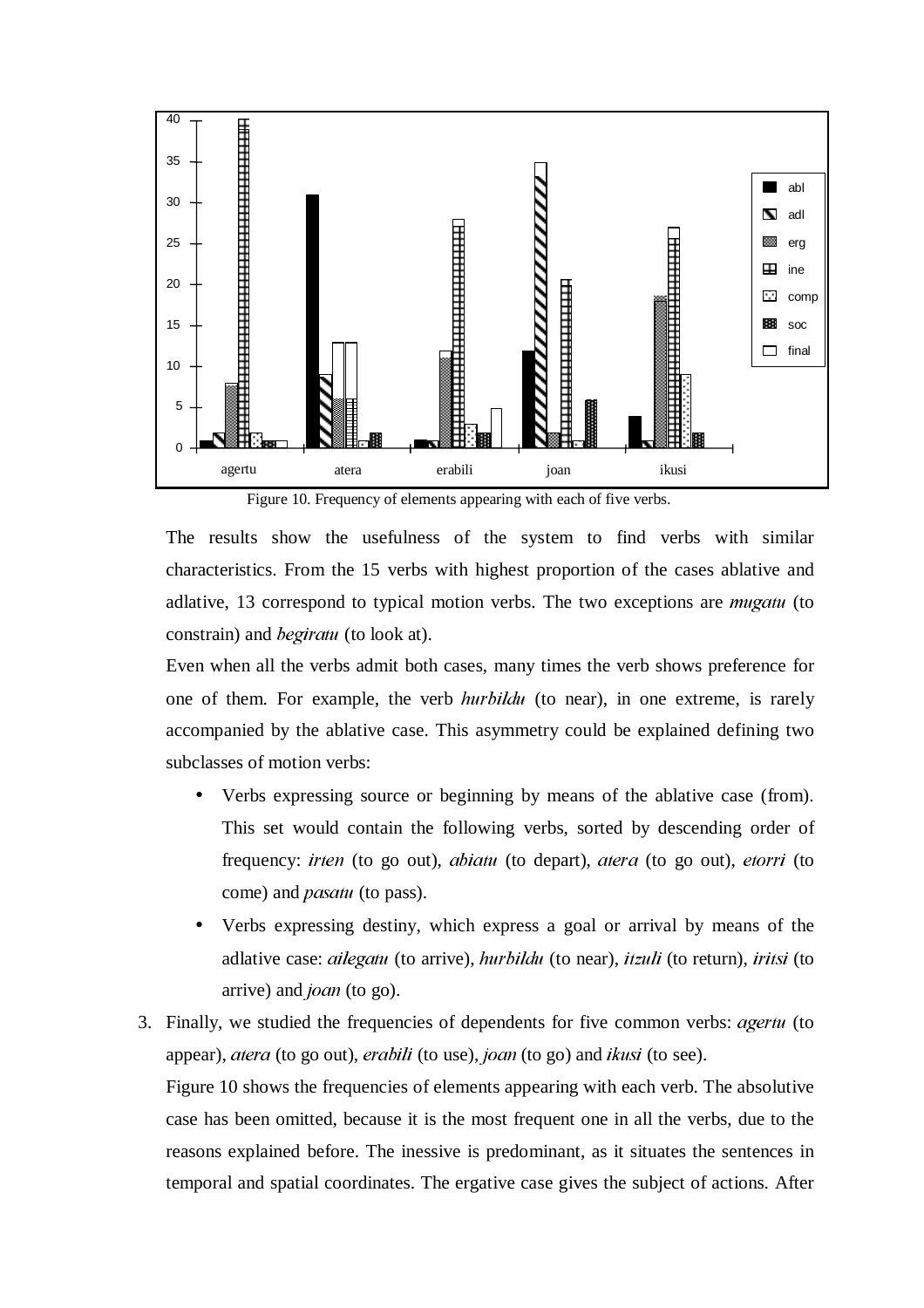Figure 10. Frequency of elements appearing with each of five verbs.

The results show the usefulness of the system to find verbs with similar characteristics. From the 15 verbs with highest proportion of the cases ablative and adlative, 13 correspond to typical motion verbs. The two exceptions are *mugatu* (to constrain) and *begiratu* (to look at).

Even when all the verbs admit both cases, many times the verb shows preference for one of them. For example, the verb *hurbildu* (to near), in one extreme, is rarely accompanied by the ablative case. This asymmetry could be explained defining two subclasses of motion verbs:

- Verbs expressing source or beginning by means of the ablative case (from). This set would contain the following verbs, sorted by descending order of frequency: *irten* (to go out), *abiatu* (to depart), *atera* (to go out), *etorri* (to come) and *pasatu* (to pass).
- Verbs expressing destiny, which express a goal or arrival by means of the adlative case: *ailegatu* (to arrive), *hurbildu* (to near), *itzuli* (to return), *iritsi* (to arrive) and *joan* (to go).

3. Finally, we studied the frequencies of dependents for five common verbs: *agertu* (to appear), *atera* (to go out), *erabili* (to use), *joan* (to go) and *ikusi* (to see).

   Figure 10 shows the frequencies of elements appearing with each verb. The absolutive case has been omitted, because it is the most frequent one in all the verbs, due to the reasons explained before. The inessive is predominant, as it situates the sentences in temporal and spatial coordinates. The ergative case gives the subject of actions. After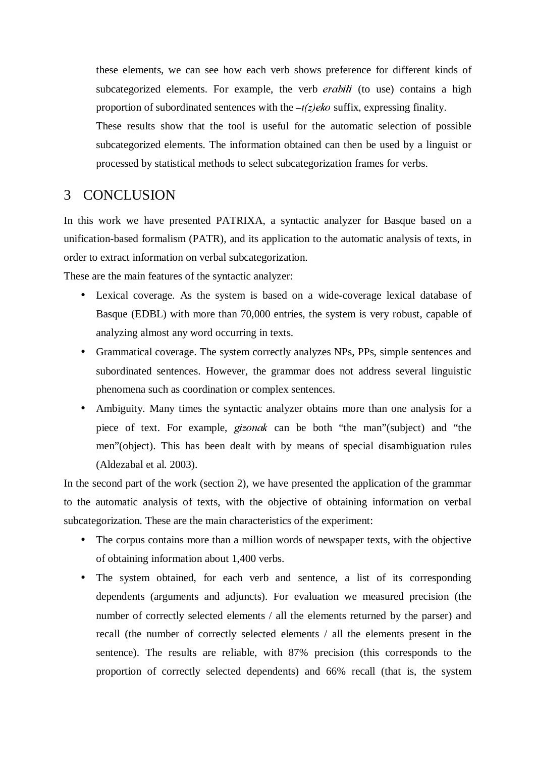these elements, we can see how each verb shows preference for different kinds of subcategorized elements. For example, the verb *erabili* (to use) contains a high proportion of subordinated sentences with the *–t(z)eko* suffix, expressing finality.

These results show that the tool is useful for the automatic selection of possible subcategorized elements. The information obtained can then be used by a linguist or processed by statistical methods to select subcategorization frames for verbs.

# 3 CONCLUSION

In this work we have presented PATRIXA, a syntactic analyzer for Basque based on a unification-based formalism (PATR), and its application to the automatic analysis of texts, in order to extract information on verbal subcategorization.

These are the main features of the syntactic analyzer:

- Lexical coverage. As the system is based on a wide-coverage lexical database of Basque (EDBL) with more than 70,000 entries, the system is very robust, capable of analyzing almost any word occurring in texts.
- Grammatical coverage. The system correctly analyzes NPs, PPs, simple sentences and subordinated sentences. However, the grammar does not address several linguistic phenomena such as coordination or complex sentences.
- Ambiguity. Many times the syntactic analyzer obtains more than one analysis for a piece of text. For example, *gizonak* can be both "the man"(subject) and "the men"(object). This has been dealt with by means of special disambiguation rules (Aldezabal et al. 2003).

In the second part of the work (section 2), we have presented the application of the grammar to the automatic analysis of texts, with the objective of obtaining information on verbal subcategorization. These are the main characteristics of the experiment:

- The corpus contains more than a million words of newspaper texts, with the objective of obtaining information about 1,400 verbs.
- The system obtained, for each verb and sentence, a list of its corresponding dependents (arguments and adjuncts). For evaluation we measured precision (the number of correctly selected elements / all the elements returned by the parser) and recall (the number of correctly selected elements / all the elements present in the sentence). The results are reliable, with 87% precision (this corresponds to the proportion of correctly selected dependents) and 66% recall (that is, the system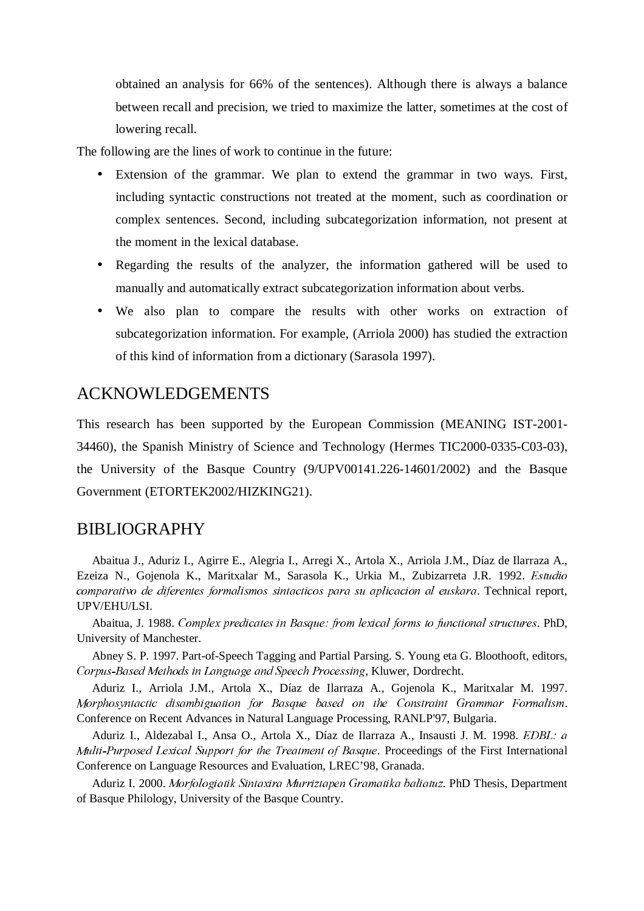obtained an analysis for 66% of the sentences). Although there is always a balance between recall and precision, we tried to maximize the latter, sometimes at the cost of lowering recall.

The following are the lines of work to continue in the future:

- Extension of the grammar. We plan to extend the grammar in two ways. First, including syntactic constructions not treated at the moment, such as coordination or complex sentences. Second, including subcategorization information, not present at the moment in the lexical database.
- Regarding the results of the analyzer, the information gathered will be used to manually and automatically extract subcategorization information about verbs.
- We also plan to compare the results with other works on extraction of subcategorization information. For example, (Arriola 2000) has studied the extraction of this kind of information from a dictionary (Sarasola 1997).

## ACKNOWLEDGEMENTS

This research has been supported by the European Commission (MEANING IST-2001-34460), the Spanish Ministry of Science and Technology (Hermes TIC2000-0335-C03-03), the University of the Basque Country (9/UPV00141.226-14601/2002) and the Basque Government (ETORTEK2002/HIZKING21).

## BIBLIOGRAPHY

Abaitua J., Aduriz I., Agirre E., Alegria I., Arregi X., Artola X., Arriola J.M., Díaz de Ilarraza A., Ezeiza N., Gojenola K., Maritxalar M., Sarasola K., Urkia M., Zubizarreta J.R. 1992. *Estudio comparativo de diferentes formalismos sintacticos para su aplicacion al euskara*. Technical report, UPV/EHU/LSI.

Abaitua, J. 1988. *Complex predicates in Basque: from lexical forms to functional structures*. PhD, University of Manchester.

Abney S. P. 1997. Part-of-Speech Tagging and Partial Parsing. S. Young eta G. Bloothooft, editors, *Corpus-Based Methods in Language and Speech Processing*, Kluwer, Dordrecht.

Aduriz I., Arriola J.M., Artola X., Díaz de Ilarraza A., Gojenola K., Maritxalar M. 1997. *Morphosyntactic disambiguation for Basque based on the Constraint Grammar Formalism*. Conference on Recent Advances in Natural Language Processing, RANLP'97, Bulgaria.

Aduriz I., Aldezabal I., Ansa O., Artola X., Díaz de Ilarraza A., Insausti J. M. 1998. *EDBL: a Multi-Purposed Lexical Support for the Treatment of Basque*. Proceedings of the First International Conference on Language Resources and Evaluation, LREC'98, Granada.

Aduriz I. 2000. *Morfologiatik Sintaxira Murriztapen Gramatika baliatuz*. PhD Thesis, Department of Basque Philology, University of the Basque Country.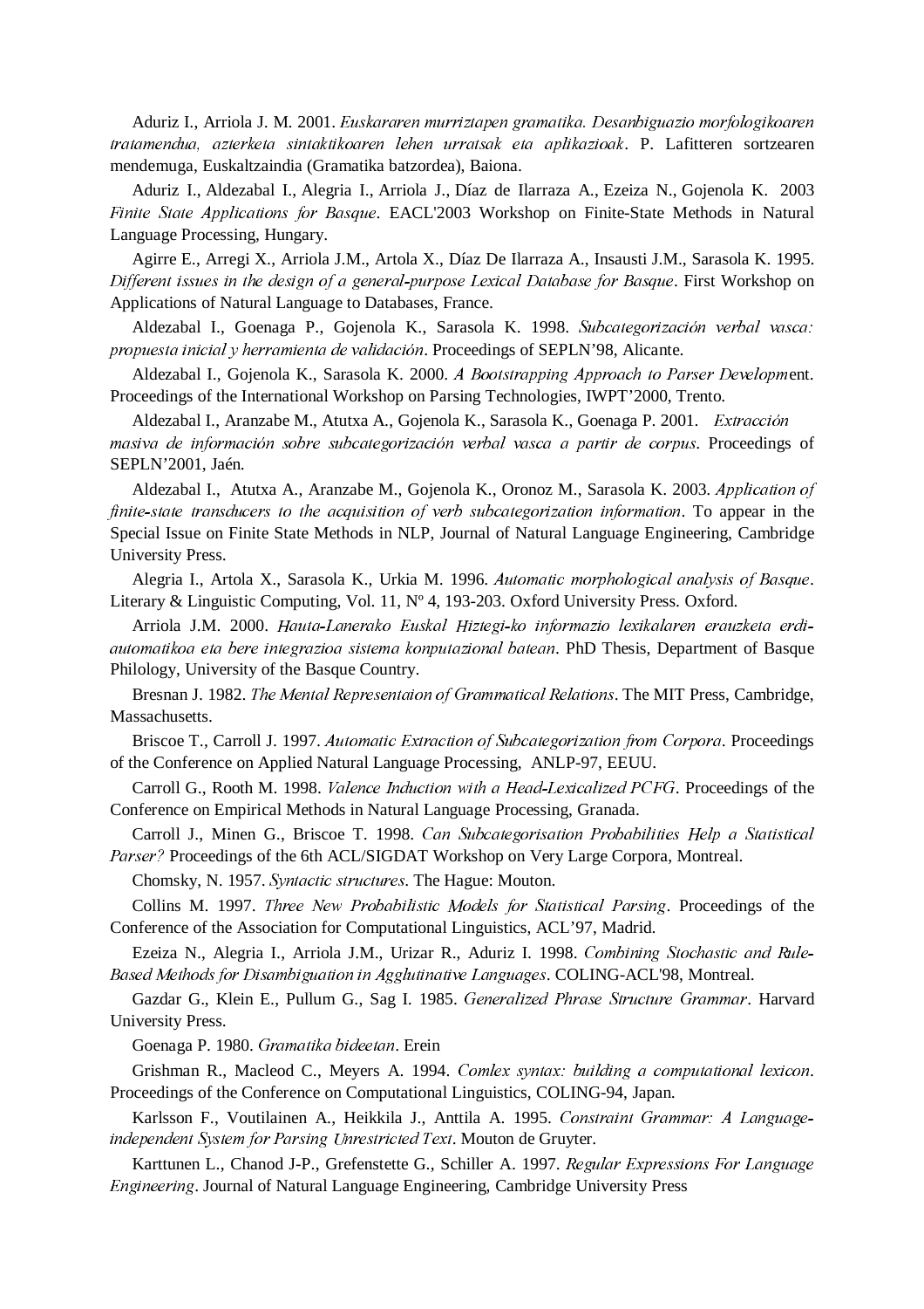Aduriz I., Arriola J. M. 2001. *Euskararen murriztapen gramatika. Desanbiguazio morfologikoaren tratamendua, azterketa sintaktikoaren lehen urratsak eta aplikazioak*. P. Lafitteren sortzearen mendemuga, Euskaltzaindia (Gramatika batzordea), Baiona.

Aduriz I., Aldezabal I., Alegria I., Arriola J., Díaz de Ilarraza A., Ezeiza N., Gojenola K. 2003 *Finite State Applications for Basque*. EACL'2003 Workshop on Finite-State Methods in Natural Language Processing, Hungary.

Agirre E., Arregi X., Arriola J.M., Artola X., Díaz De Ilarraza A., Insausti J.M., Sarasola K. 1995. *Different issues in the design of a general-purpose Lexical Database for Basque*. First Workshop on Applications of Natural Language to Databases, France.

Aldezabal I., Goenaga P., Gojenola K., Sarasola K. 1998. *Subcategorización verbal vasca: propuesta inicial y herramienta de validación*. Proceedings of SEPLN'98, Alicante.

Aldezabal I., Gojenola K., Sarasola K. 2000. *A Bootstrapping Approach to Parser Developm*ent. Proceedings of the International Workshop on Parsing Technologies, IWPT'2000, Trento.

Aldezabal I., Aranzabe M., Atutxa A., Gojenola K., Sarasola K., Goenaga P. 2001. *Extracción masiva de información sobre subcategorización verbal vasca a partir de corpus*. Proceedings of SEPLN'2001, Jaén.

Aldezabal I., Atutxa A., Aranzabe M., Gojenola K., Oronoz M., Sarasola K. 2003. *Application of finite-state transducers to the acquisition of verb subcategorization information*. To appear in the Special Issue on Finite State Methods in NLP, Journal of Natural Language Engineering, Cambridge University Press.

Alegria I., Artola X., Sarasola K., Urkia M. 1996. *Automatic morphological analysis of Basque*. Literary & Linguistic Computing, Vol. 11, Nº 4, 193-203. Oxford University Press. Oxford.

Arriola J.M. 2000. *Hauta-Lanerako Euskal Hiztegi-ko informazio lexikalaren erauzketa erdi-automatikoa eta bere integrazioa sistema konputazional batean*. PhD Thesis, Department of Basque Philology, University of the Basque Country.

Bresnan J. 1982. *The Mental Representaion of Grammatical Relations*. The MIT Press, Cambridge, Massachusetts.

Briscoe T., Carroll J. 1997. *Automatic Extraction of Subcategorization from Corpora*. Proceedings of the Conference on Applied Natural Language Processing, ANLP-97, EEUU.

Carroll G., Rooth M. 1998. *Valence Induction with a Head-Lexicalized PCFG*. Proceedings of the Conference on Empirical Methods in Natural Language Processing, Granada.

Carroll J., Minen G., Briscoe T. 1998. *Can Subcategorisation Probabilities Help a Statistical Parser?* Proceedings of the 6th ACL/SIGDAT Workshop on Very Large Corpora, Montreal.

Chomsky, N. 1957. *Syntactic structures*. The Hague: Mouton.

Collins M. 1997. *Three New Probabilistic Models for Statistical Parsing*. Proceedings of the Conference of the Association for Computational Linguistics, ACL'97, Madrid.

Ezeiza N., Alegria I., Arriola J.M., Urizar R., Aduriz I. 1998. *Combining Stochastic and Rule-Based Methods for Disambiguation in Agglutinative Languages*. COLING-ACL'98, Montreal.

Gazdar G., Klein E., Pullum G., Sag I. 1985. *Generalized Phrase Structure Grammar*. Harvard University Press.

Goenaga P. 1980. *Gramatika bideetan*. Erein

Grishman R., Macleod C., Meyers A. 1994. *Comlex syntax: building a computational lexicon*. Proceedings of the Conference on Computational Linguistics, COLING-94, Japan.

Karlsson F., Voutilainen A., Heikkila J., Anttila A. 1995. *Constraint Grammar: A Language-independent System for Parsing Unrestricted Text*. Mouton de Gruyter.

Karttunen L., Chanod J-P., Grefenstette G., Schiller A. 1997. *Regular Expressions For Language Engineering*. Journal of Natural Language Engineering, Cambridge University Press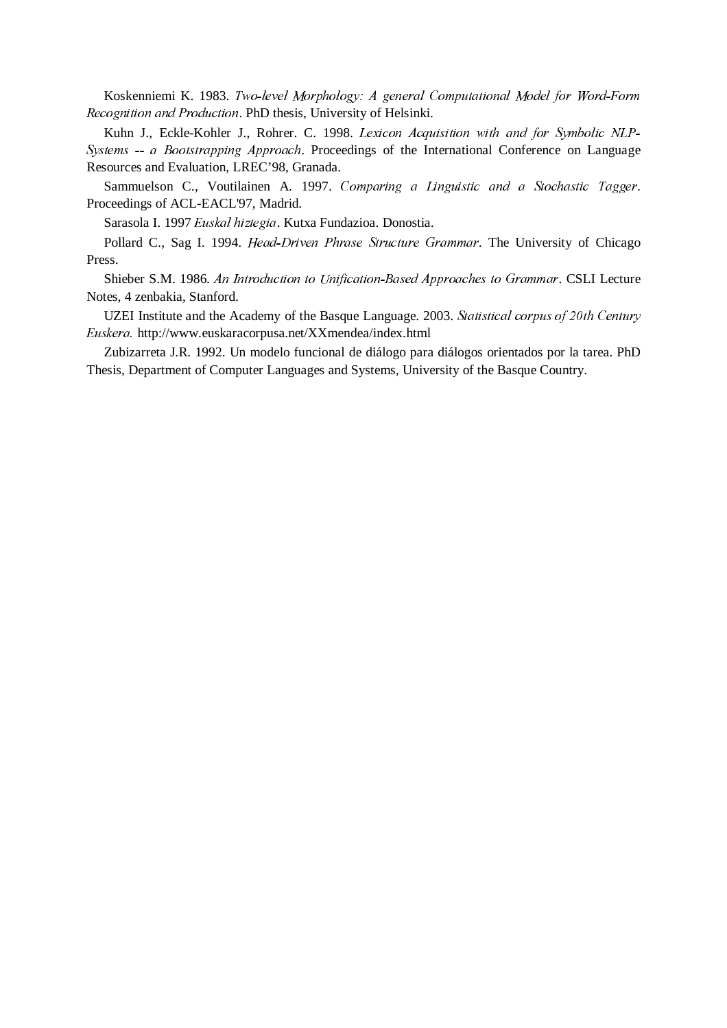Koskenniemi K. 1983. *Two-level Morphology: A general Computational Model for Word-Form Recognition and Production*. PhD thesis, University of Helsinki.

Kuhn J., Eckle-Kohler J., Rohrer. C. 1998. *Lexicon Acquisition with and for Symbolic NLP-Systems -- a Bootstrapping Approach*. Proceedings of the International Conference on Language Resources and Evaluation, LREC'98, Granada.

Sammuelson C., Voutilainen A. 1997. *Comparing a Linguistic and a Stochastic Tagger*. Proceedings of ACL-EACL'97, Madrid.

Sarasola I. 1997 *Euskal hiztegia*. Kutxa Fundazioa. Donostia.

Pollard C., Sag I. 1994. *Head-Driven Phrase Structure Grammar*. The University of Chicago Press.

Shieber S.M. 1986. *An Introduction to Unification-Based Approaches to Grammar*. CSLI Lecture Notes, 4 zenbakia, Stanford.

UZEI Institute and the Academy of the Basque Language. 2003. *Statistical corpus of 20th Century Euskera.* http://www.euskaracorpusa.net/XXmendea/index.html

Zubizarreta J.R. 1992. Un modelo funcional de diálogo para diálogos orientados por la tarea. PhD Thesis, Department of Computer Languages and Systems, University of the Basque Country.